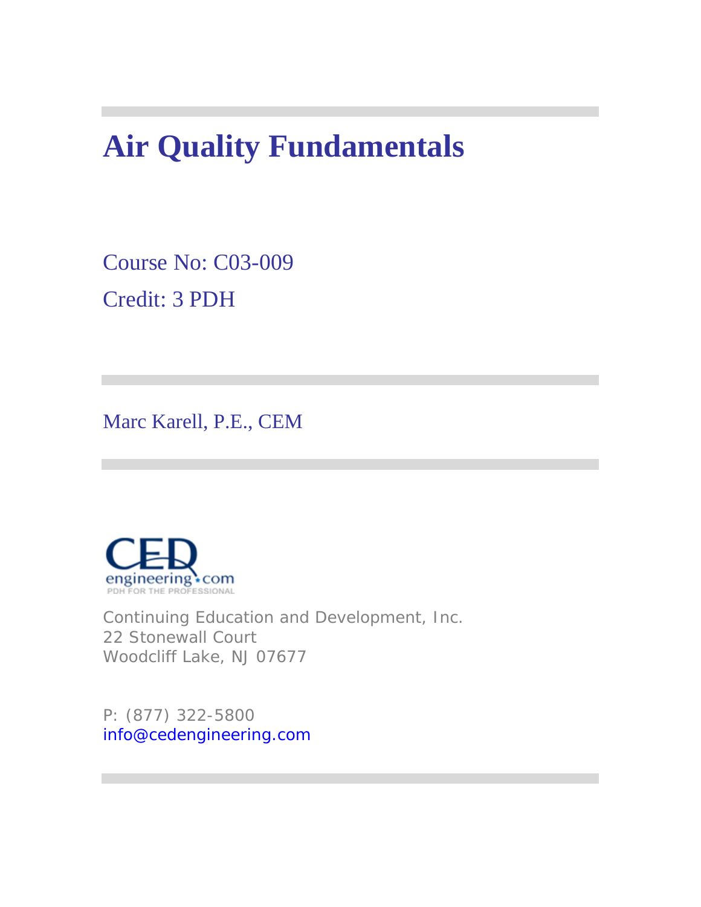# Air Quality Fundamentals

Course No: C03-009

Credit: 3 PDH

Marc Karell, P.E., CEM

Continuing Education and Development, Inc.
22 Stonewall Court
Woodcliff Lake, NJ 07677

P: (877) 322-5800
info@cedengineering.com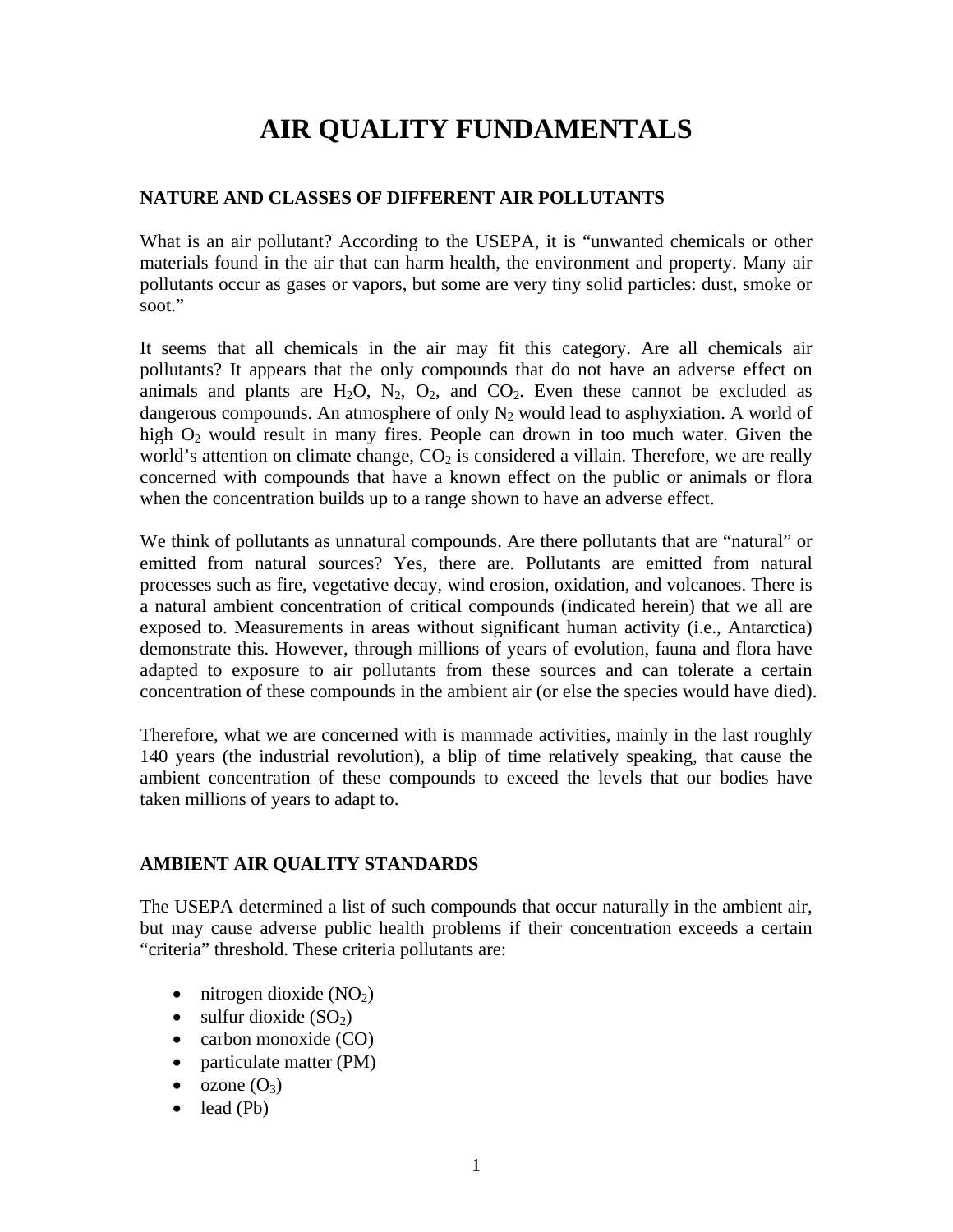# AIR QUALITY FUNDAMENTALS

## NATURE AND CLASSES OF DIFFERENT AIR POLLUTANTS

What is an air pollutant? According to the USEPA, it is "unwanted chemicals or other materials found in the air that can harm health, the environment and property. Many air pollutants occur as gases or vapors, but some are very tiny solid particles: dust, smoke or soot."

It seems that all chemicals in the air may fit this category. Are all chemicals air pollutants? It appears that the only compounds that do not have an adverse effect on animals and plants are $H_2O$, $N_2$, $O_2$, and $CO_2$. Even these cannot be excluded as dangerous compounds. An atmosphere of only $N_2$ would lead to asphyxiation. A world of high $O_2$ would result in many fires. People can drown in too much water. Given the world's attention on climate change, $CO_2$ is considered a villain. Therefore, we are really concerned with compounds that have a known effect on the public or animals or flora when the concentration builds up to a range shown to have an adverse effect.

We think of pollutants as unnatural compounds. Are there pollutants that are "natural" or emitted from natural sources? Yes, there are. Pollutants are emitted from natural processes such as fire, vegetative decay, wind erosion, oxidation, and volcanoes. There is a natural ambient concentration of critical compounds (indicated herein) that we all are exposed to. Measurements in areas without significant human activity (i.e., Antarctica) demonstrate this. However, through millions of years of evolution, fauna and flora have adapted to exposure to air pollutants from these sources and can tolerate a certain concentration of these compounds in the ambient air (or else the species would have died).

Therefore, what we are concerned with is manmade activities, mainly in the last roughly 140 years (the industrial revolution), a blip of time relatively speaking, that cause the ambient concentration of these compounds to exceed the levels that our bodies have taken millions of years to adapt to.

## AMBIENT AIR QUALITY STANDARDS

The USEPA determined a list of such compounds that occur naturally in the ambient air, but may cause adverse public health problems if their concentration exceeds a certain "criteria" threshold. These criteria pollutants are:

- nitrogen dioxide ($NO_2$)
- sulfur dioxide ($SO_2$)
- carbon monoxide (CO)
- particulate matter (PM)
- ozone ($O_3$)
- lead (Pb)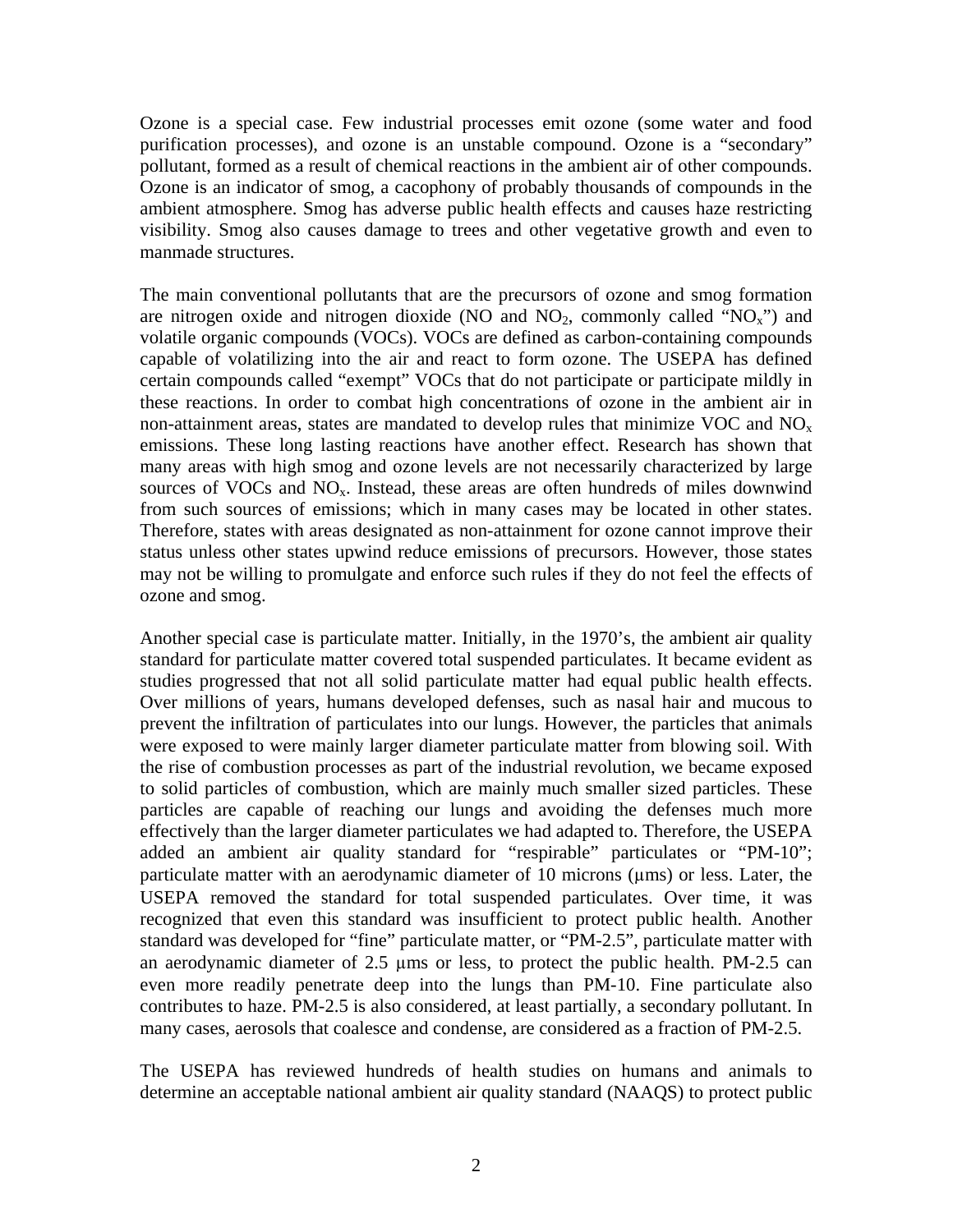Ozone is a special case. Few industrial processes emit ozone (some water and food purification processes), and ozone is an unstable compound. Ozone is a "secondary" pollutant, formed as a result of chemical reactions in the ambient air of other compounds. Ozone is an indicator of smog, a cacophony of probably thousands of compounds in the ambient atmosphere. Smog has adverse public health effects and causes haze restricting visibility. Smog also causes damage to trees and other vegetative growth and even to manmade structures.

The main conventional pollutants that are the precursors of ozone and smog formation are nitrogen oxide and nitrogen dioxide (NO and $NO_2$, commonly called "$NO_x$") and volatile organic compounds (VOCs). VOCs are defined as carbon-containing compounds capable of volatilizing into the air and react to form ozone. The USEPA has defined certain compounds called "exempt" VOCs that do not participate or participate mildly in these reactions. In order to combat high concentrations of ozone in the ambient air in non-attainment areas, states are mandated to develop rules that minimize VOC and $NO_x$ emissions. These long lasting reactions have another effect. Research has shown that many areas with high smog and ozone levels are not necessarily characterized by large sources of VOCs and $NO_x$. Instead, these areas are often hundreds of miles downwind from such sources of emissions; which in many cases may be located in other states. Therefore, states with areas designated as non-attainment for ozone cannot improve their status unless other states upwind reduce emissions of precursors. However, those states may not be willing to promulgate and enforce such rules if they do not feel the effects of ozone and smog.

Another special case is particulate matter. Initially, in the 1970's, the ambient air quality standard for particulate matter covered total suspended particulates. It became evident as studies progressed that not all solid particulate matter had equal public health effects. Over millions of years, humans developed defenses, such as nasal hair and mucous to prevent the infiltration of particulates into our lungs. However, the particles that animals were exposed to were mainly larger diameter particulate matter from blowing soil. With the rise of combustion processes as part of the industrial revolution, we became exposed to solid particles of combustion, which are mainly much smaller sized particles. These particles are capable of reaching our lungs and avoiding the defenses much more effectively than the larger diameter particulates we had adapted to. Therefore, the USEPA added an ambient air quality standard for "respirable" particulates or "PM-10"; particulate matter with an aerodynamic diameter of 10 microns (μms) or less. Later, the USEPA removed the standard for total suspended particulates. Over time, it was recognized that even this standard was insufficient to protect public health. Another standard was developed for "fine" particulate matter, or "PM-2.5", particulate matter with an aerodynamic diameter of 2.5 μms or less, to protect the public health. PM-2.5 can even more readily penetrate deep into the lungs than PM-10. Fine particulate also contributes to haze. PM-2.5 is also considered, at least partially, a secondary pollutant. In many cases, aerosols that coalesce and condense, are considered as a fraction of PM-2.5.

The USEPA has reviewed hundreds of health studies on humans and animals to determine an acceptable national ambient air quality standard (NAAQS) to protect public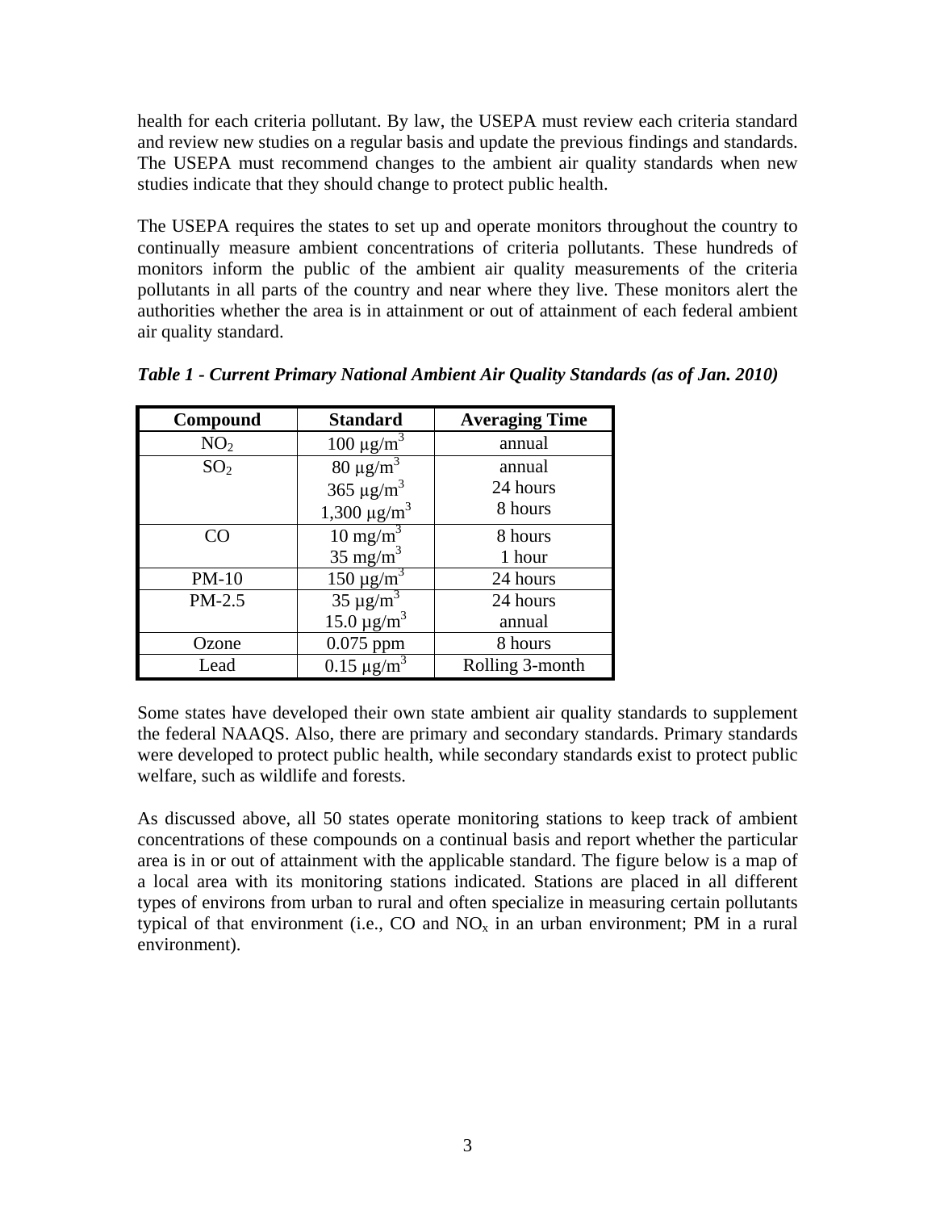health for each criteria pollutant. By law, the USEPA must review each criteria standard and review new studies on a regular basis and update the previous findings and standards. The USEPA must recommend changes to the ambient air quality standards when new studies indicate that they should change to protect public health.

The USEPA requires the states to set up and operate monitors throughout the country to continually measure ambient concentrations of criteria pollutants. These hundreds of monitors inform the public of the ambient air quality measurements of the criteria pollutants in all parts of the country and near where they live. These monitors alert the authorities whether the area is in attainment or out of attainment of each federal ambient air quality standard.

***Table 1 - Current Primary National Ambient Air Quality Standards (as of Jan. 2010)***

| Compound | Standard | Averaging Time |
|---|---|---|
| $NO_2$ | 100 $\mu g/m^3$ | annual |
| $SO_2$ | 80 $\mu g/m^3$<br>365 $\mu g/m^3$<br>1,300 $\mu g/m^3$ | annual<br>24 hours<br>8 hours |
| CO | 10 $mg/m^3$<br>35 $mg/m^3$ | 8 hours<br>1 hour |
| PM-10 | 150 $\mu g/m^3$ | 24 hours |
| PM-2.5 | 35 $\mu g/m^3$<br>15.0 $\mu g/m^3$ | 24 hours<br>annual |
| Ozone | 0.075 ppm | 8 hours |
| Lead | 0.15 $\mu g/m^3$ | Rolling 3-month |

Some states have developed their own state ambient air quality standards to supplement the federal NAAQS. Also, there are primary and secondary standards. Primary standards were developed to protect public health, while secondary standards exist to protect public welfare, such as wildlife and forests.

As discussed above, all 50 states operate monitoring stations to keep track of ambient concentrations of these compounds on a continual basis and report whether the particular area is in or out of attainment with the applicable standard. The figure below is a map of a local area with its monitoring stations indicated. Stations are placed in all different types of environs from urban to rural and often specialize in measuring certain pollutants typical of that environment (i.e., CO and $NO_x$ in an urban environment; PM in a rural environment).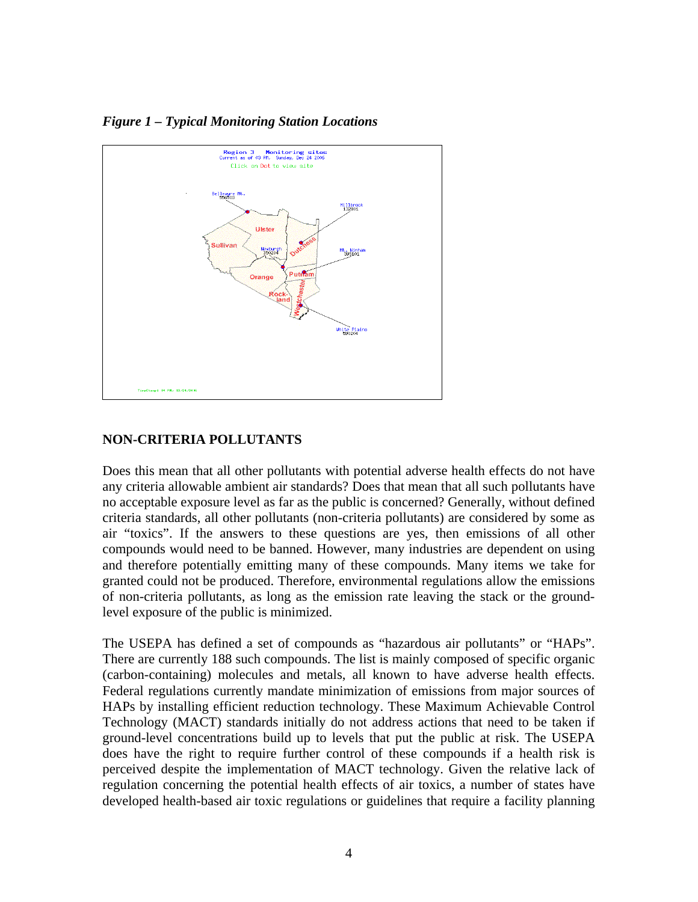*Figure 1 – Typical Monitoring Station Locations*

## NON-CRITERIA POLLUTANTS

Does this mean that all other pollutants with potential adverse health effects do not have any criteria allowable ambient air standards? Does that mean that all such pollutants have no acceptable exposure level as far as the public is concerned? Generally, without defined criteria standards, all other pollutants (non-criteria pollutants) are considered by some as air "toxics". If the answers to these questions are yes, then emissions of all other compounds would need to be banned. However, many industries are dependent on using and therefore potentially emitting many of these compounds. Many items we take for granted could not be produced. Therefore, environmental regulations allow the emissions of non-criteria pollutants, as long as the emission rate leaving the stack or the ground-level exposure of the public is minimized.

The USEPA has defined a set of compounds as "hazardous air pollutants" or "HAPs". There are currently 188 such compounds. The list is mainly composed of specific organic (carbon-containing) molecules and metals, all known to have adverse health effects. Federal regulations currently mandate minimization of emissions from major sources of HAPs by installing efficient reduction technology. These Maximum Achievable Control Technology (MACT) standards initially do not address actions that need to be taken if ground-level concentrations build up to levels that put the public at risk. The USEPA does have the right to require further control of these compounds if a health risk is perceived despite the implementation of MACT technology. Given the relative lack of regulation concerning the potential health effects of air toxics, a number of states have developed health-based air toxic regulations or guidelines that require a facility planning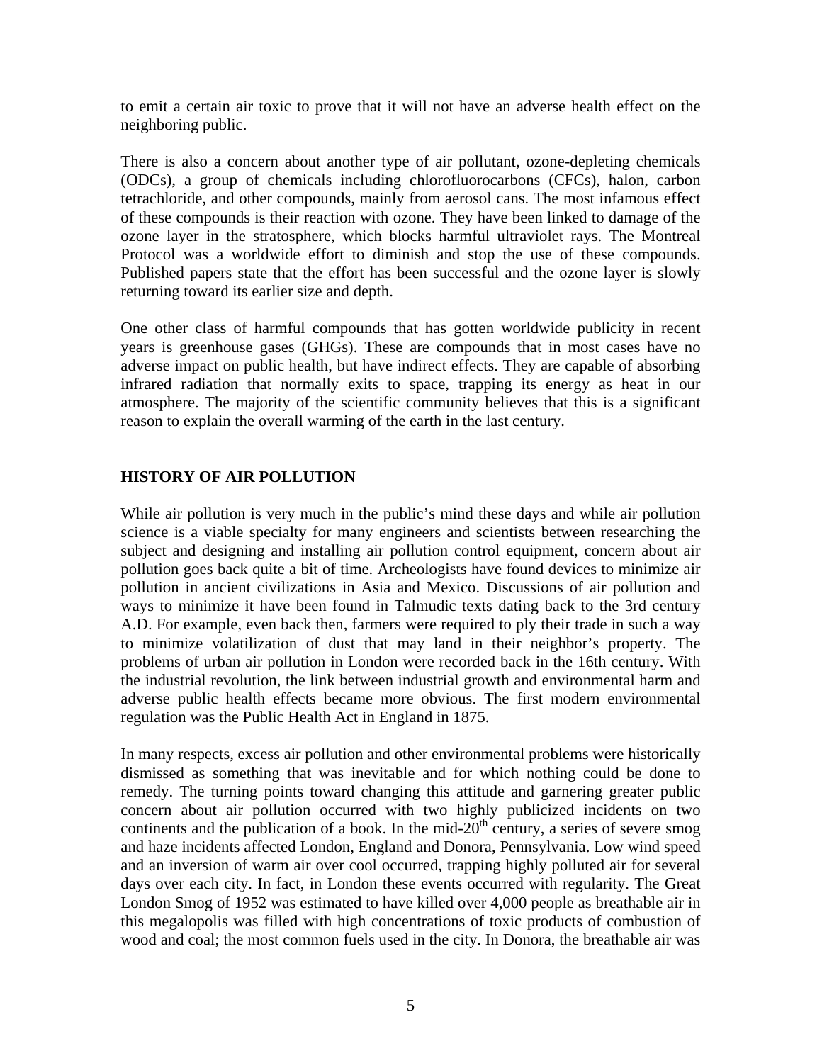to emit a certain air toxic to prove that it will not have an adverse health effect on the neighboring public.

There is also a concern about another type of air pollutant, ozone-depleting chemicals (ODCs), a group of chemicals including chlorofluorocarbons (CFCs), halon, carbon tetrachloride, and other compounds, mainly from aerosol cans. The most infamous effect of these compounds is their reaction with ozone. They have been linked to damage of the ozone layer in the stratosphere, which blocks harmful ultraviolet rays. The Montreal Protocol was a worldwide effort to diminish and stop the use of these compounds. Published papers state that the effort has been successful and the ozone layer is slowly returning toward its earlier size and depth.

One other class of harmful compounds that has gotten worldwide publicity in recent years is greenhouse gases (GHGs). These are compounds that in most cases have no adverse impact on public health, but have indirect effects. They are capable of absorbing infrared radiation that normally exits to space, trapping its energy as heat in our atmosphere. The majority of the scientific community believes that this is a significant reason to explain the overall warming of the earth in the last century.

## HISTORY OF AIR POLLUTION

While air pollution is very much in the public's mind these days and while air pollution science is a viable specialty for many engineers and scientists between researching the subject and designing and installing air pollution control equipment, concern about air pollution goes back quite a bit of time. Archeologists have found devices to minimize air pollution in ancient civilizations in Asia and Mexico. Discussions of air pollution and ways to minimize it have been found in Talmudic texts dating back to the 3rd century A.D. For example, even back then, farmers were required to ply their trade in such a way to minimize volatilization of dust that may land in their neighbor's property. The problems of urban air pollution in London were recorded back in the 16th century. With the industrial revolution, the link between industrial growth and environmental harm and adverse public health effects became more obvious. The first modern environmental regulation was the Public Health Act in England in 1875.

In many respects, excess air pollution and other environmental problems were historically dismissed as something that was inevitable and for which nothing could be done to remedy. The turning points toward changing this attitude and garnering greater public concern about air pollution occurred with two highly publicized incidents on two continents and the publication of a book. In the mid-20th century, a series of severe smog and haze incidents affected London, England and Donora, Pennsylvania. Low wind speed and an inversion of warm air over cool occurred, trapping highly polluted air for several days over each city. In fact, in London these events occurred with regularity. The Great London Smog of 1952 was estimated to have killed over 4,000 people as breathable air in this megalopolis was filled with high concentrations of toxic products of combustion of wood and coal; the most common fuels used in the city. In Donora, the breathable air was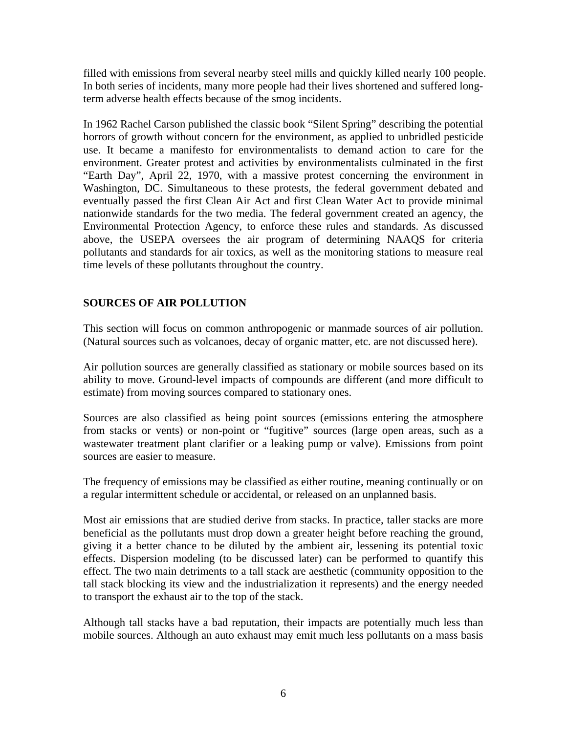filled with emissions from several nearby steel mills and quickly killed nearly 100 people. In both series of incidents, many more people had their lives shortened and suffered long-term adverse health effects because of the smog incidents.

In 1962 Rachel Carson published the classic book "Silent Spring" describing the potential horrors of growth without concern for the environment, as applied to unbridled pesticide use. It became a manifesto for environmentalists to demand action to care for the environment. Greater protest and activities by environmentalists culminated in the first "Earth Day", April 22, 1970, with a massive protest concerning the environment in Washington, DC. Simultaneous to these protests, the federal government debated and eventually passed the first Clean Air Act and first Clean Water Act to provide minimal nationwide standards for the two media. The federal government created an agency, the Environmental Protection Agency, to enforce these rules and standards. As discussed above, the USEPA oversees the air program of determining NAAQS for criteria pollutants and standards for air toxics, as well as the monitoring stations to measure real time levels of these pollutants throughout the country.

## SOURCES OF AIR POLLUTION

This section will focus on common anthropogenic or manmade sources of air pollution. (Natural sources such as volcanoes, decay of organic matter, etc. are not discussed here).

Air pollution sources are generally classified as stationary or mobile sources based on its ability to move. Ground-level impacts of compounds are different (and more difficult to estimate) from moving sources compared to stationary ones.

Sources are also classified as being point sources (emissions entering the atmosphere from stacks or vents) or non-point or "fugitive" sources (large open areas, such as a wastewater treatment plant clarifier or a leaking pump or valve). Emissions from point sources are easier to measure.

The frequency of emissions may be classified as either routine, meaning continually or on a regular intermittent schedule or accidental, or released on an unplanned basis.

Most air emissions that are studied derive from stacks. In practice, taller stacks are more beneficial as the pollutants must drop down a greater height before reaching the ground, giving it a better chance to be diluted by the ambient air, lessening its potential toxic effects. Dispersion modeling (to be discussed later) can be performed to quantify this effect. The two main detriments to a tall stack are aesthetic (community opposition to the tall stack blocking its view and the industrialization it represents) and the energy needed to transport the exhaust air to the top of the stack.

Although tall stacks have a bad reputation, their impacts are potentially much less than mobile sources. Although an auto exhaust may emit much less pollutants on a mass basis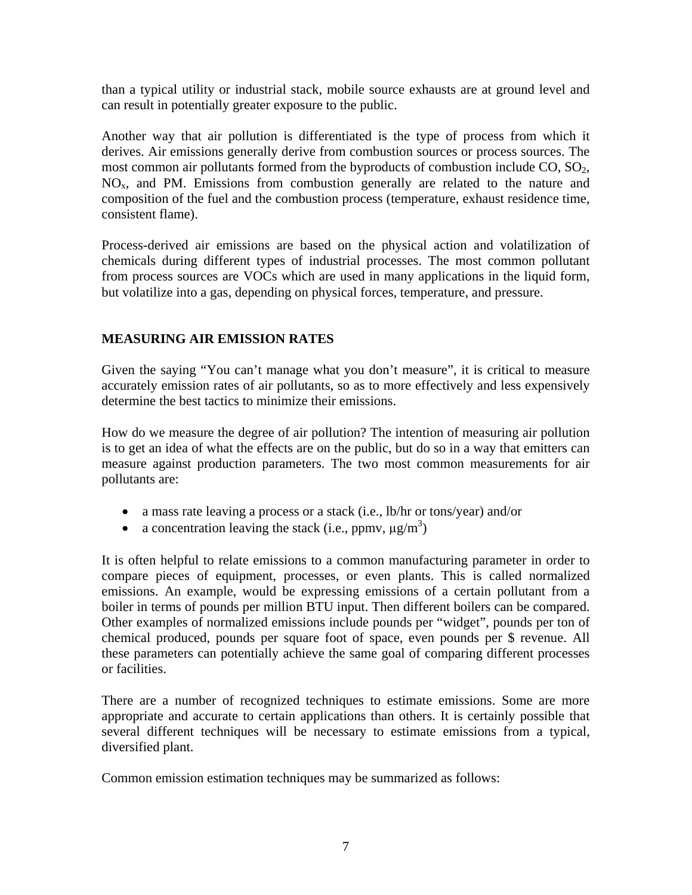than a typical utility or industrial stack, mobile source exhausts are at ground level and can result in potentially greater exposure to the public.

Another way that air pollution is differentiated is the type of process from which it derives. Air emissions generally derive from combustion sources or process sources. The most common air pollutants formed from the byproducts of combustion include CO, $SO_2$, $NO_x$, and PM. Emissions from combustion generally are related to the nature and composition of the fuel and the combustion process (temperature, exhaust residence time, consistent flame).

Process-derived air emissions are based on the physical action and volatilization of chemicals during different types of industrial processes. The most common pollutant from process sources are VOCs which are used in many applications in the liquid form, but volatilize into a gas, depending on physical forces, temperature, and pressure.

## MEASURING AIR EMISSION RATES

Given the saying "You can't manage what you don't measure", it is critical to measure accurately emission rates of air pollutants, so as to more effectively and less expensively determine the best tactics to minimize their emissions.

How do we measure the degree of air pollution? The intention of measuring air pollution is to get an idea of what the effects are on the public, but do so in a way that emitters can measure against production parameters. The two most common measurements for air pollutants are:

- a mass rate leaving a process or a stack (i.e., lb/hr or tons/year) and/or
- a concentration leaving the stack (i.e., ppmv, $\mu g/m^3$)

It is often helpful to relate emissions to a common manufacturing parameter in order to compare pieces of equipment, processes, or even plants. This is called normalized emissions. An example, would be expressing emissions of a certain pollutant from a boiler in terms of pounds per million BTU input. Then different boilers can be compared. Other examples of normalized emissions include pounds per "widget", pounds per ton of chemical produced, pounds per square foot of space, even pounds per $ revenue. All these parameters can potentially achieve the same goal of comparing different processes or facilities.

There are a number of recognized techniques to estimate emissions. Some are more appropriate and accurate to certain applications than others. It is certainly possible that several different techniques will be necessary to estimate emissions from a typical, diversified plant.

Common emission estimation techniques may be summarized as follows: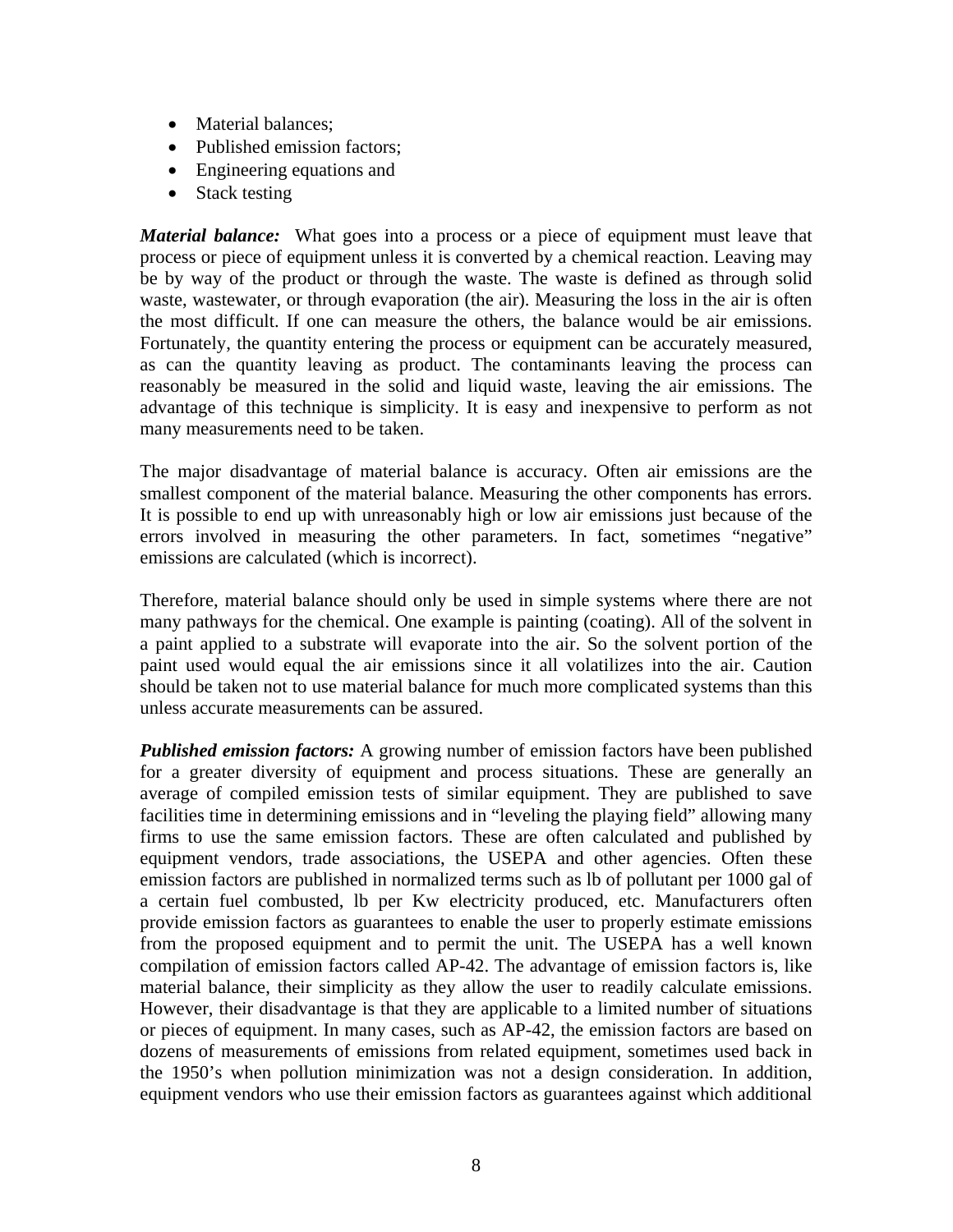- Material balances;
- Published emission factors;
- Engineering equations and
- Stack testing

***Material balance:*** What goes into a process or a piece of equipment must leave that process or piece of equipment unless it is converted by a chemical reaction. Leaving may be by way of the product or through the waste. The waste is defined as through solid waste, wastewater, or through evaporation (the air). Measuring the loss in the air is often the most difficult. If one can measure the others, the balance would be air emissions. Fortunately, the quantity entering the process or equipment can be accurately measured, as can the quantity leaving as product. The contaminants leaving the process can reasonably be measured in the solid and liquid waste, leaving the air emissions. The advantage of this technique is simplicity. It is easy and inexpensive to perform as not many measurements need to be taken.

The major disadvantage of material balance is accuracy. Often air emissions are the smallest component of the material balance. Measuring the other components has errors. It is possible to end up with unreasonably high or low air emissions just because of the errors involved in measuring the other parameters. In fact, sometimes "negative" emissions are calculated (which is incorrect).

Therefore, material balance should only be used in simple systems where there are not many pathways for the chemical. One example is painting (coating). All of the solvent in a paint applied to a substrate will evaporate into the air. So the solvent portion of the paint used would equal the air emissions since it all volatilizes into the air. Caution should be taken not to use material balance for much more complicated systems than this unless accurate measurements can be assured.

***Published emission factors:*** A growing number of emission factors have been published for a greater diversity of equipment and process situations. These are generally an average of compiled emission tests of similar equipment. They are published to save facilities time in determining emissions and in "leveling the playing field" allowing many firms to use the same emission factors. These are often calculated and published by equipment vendors, trade associations, the USEPA and other agencies. Often these emission factors are published in normalized terms such as lb of pollutant per 1000 gal of a certain fuel combusted, lb per Kw electricity produced, etc. Manufacturers often provide emission factors as guarantees to enable the user to properly estimate emissions from the proposed equipment and to permit the unit. The USEPA has a well known compilation of emission factors called AP-42. The advantage of emission factors is, like material balance, their simplicity as they allow the user to readily calculate emissions. However, their disadvantage is that they are applicable to a limited number of situations or pieces of equipment. In many cases, such as AP-42, the emission factors are based on dozens of measurements of emissions from related equipment, sometimes used back in the 1950's when pollution minimization was not a design consideration. In addition, equipment vendors who use their emission factors as guarantees against which additional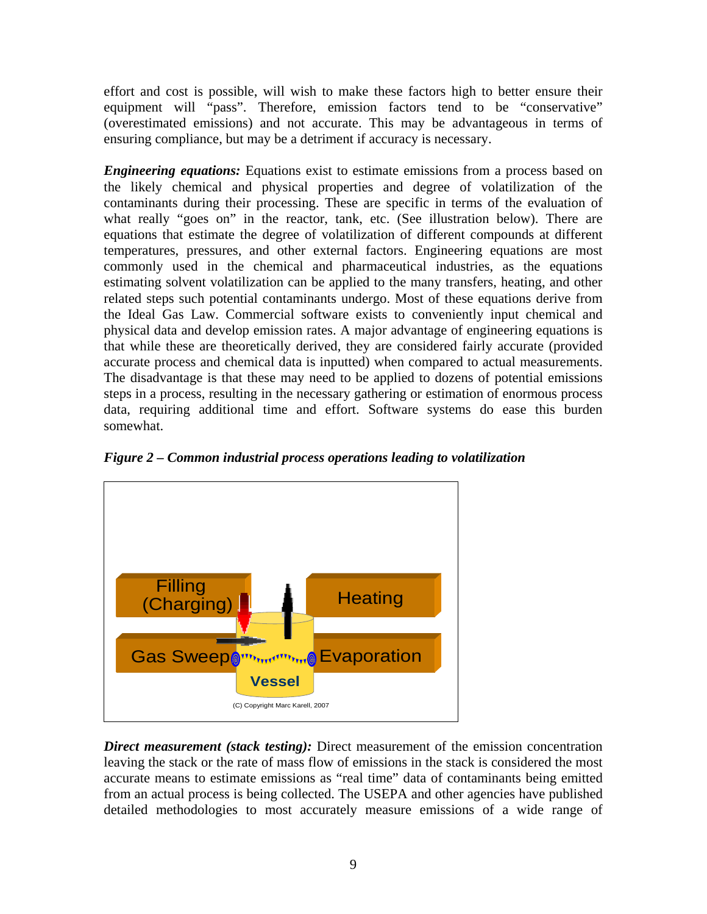effort and cost is possible, will wish to make these factors high to better ensure their equipment will "pass". Therefore, emission factors tend to be "conservative" (overestimated emissions) and not accurate. This may be advantageous in terms of ensuring compliance, but may be a detriment if accuracy is necessary.

***Engineering equations:*** Equations exist to estimate emissions from a process based on the likely chemical and physical properties and degree of volatilization of the contaminants during their processing. These are specific in terms of the evaluation of what really "goes on" in the reactor, tank, etc. (See illustration below). There are equations that estimate the degree of volatilization of different compounds at different temperatures, pressures, and other external factors. Engineering equations are most commonly used in the chemical and pharmaceutical industries, as the equations estimating solvent volatilization can be applied to the many transfers, heating, and other related steps such potential contaminants undergo. Most of these equations derive from the Ideal Gas Law. Commercial software exists to conveniently input chemical and physical data and develop emission rates. A major advantage of engineering equations is that while these are theoretically derived, they are considered fairly accurate (provided accurate process and chemical data is inputted) when compared to actual measurements. The disadvantage is that these may need to be applied to dozens of potential emissions steps in a process, resulting in the necessary gathering or estimation of enormous process data, requiring additional time and effort. Software systems do ease this burden somewhat.

***Figure 2 – Common industrial process operations leading to volatilization***

Filling (Charging) | Heating | Gas Sweep | Evaporation | Vessel

(C) Copyright Marc Karell, 2007

***Direct measurement (stack testing):*** Direct measurement of the emission concentration leaving the stack or the rate of mass flow of emissions in the stack is considered the most accurate means to estimate emissions as "real time" data of contaminants being emitted from an actual process is being collected. The USEPA and other agencies have published detailed methodologies to most accurately measure emissions of a wide range of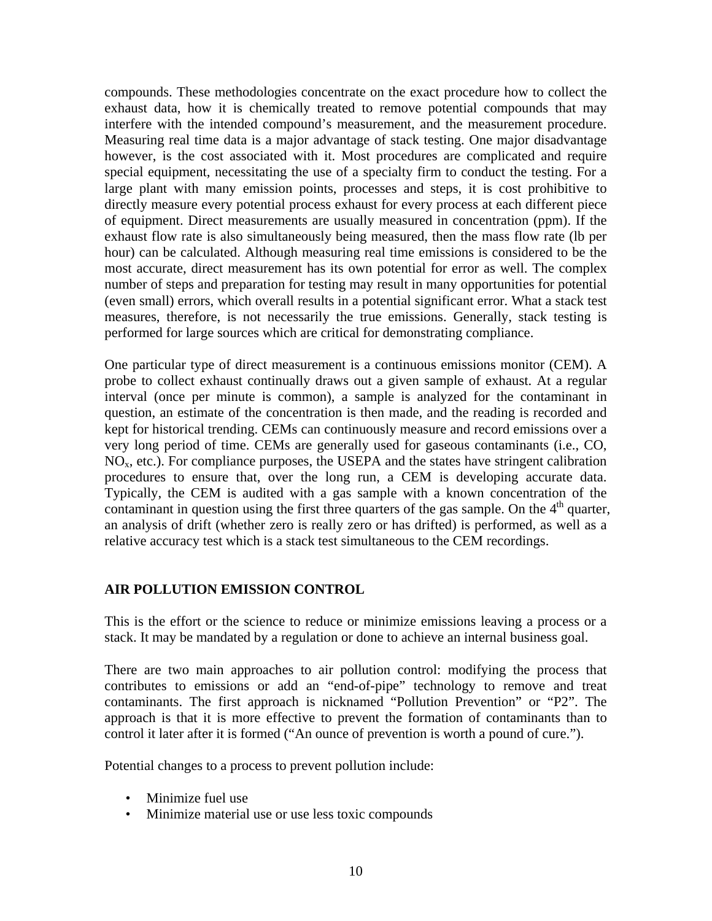compounds. These methodologies concentrate on the exact procedure how to collect the exhaust data, how it is chemically treated to remove potential compounds that may interfere with the intended compound's measurement, and the measurement procedure. Measuring real time data is a major advantage of stack testing. One major disadvantage however, is the cost associated with it. Most procedures are complicated and require special equipment, necessitating the use of a specialty firm to conduct the testing. For a large plant with many emission points, processes and steps, it is cost prohibitive to directly measure every potential process exhaust for every process at each different piece of equipment. Direct measurements are usually measured in concentration (ppm). If the exhaust flow rate is also simultaneously being measured, then the mass flow rate (lb per hour) can be calculated. Although measuring real time emissions is considered to be the most accurate, direct measurement has its own potential for error as well. The complex number of steps and preparation for testing may result in many opportunities for potential (even small) errors, which overall results in a potential significant error. What a stack test measures, therefore, is not necessarily the true emissions. Generally, stack testing is performed for large sources which are critical for demonstrating compliance.

One particular type of direct measurement is a continuous emissions monitor (CEM). A probe to collect exhaust continually draws out a given sample of exhaust. At a regular interval (once per minute is common), a sample is analyzed for the contaminant in question, an estimate of the concentration is then made, and the reading is recorded and kept for historical trending. CEMs can continuously measure and record emissions over a very long period of time. CEMs are generally used for gaseous contaminants (i.e., CO, $NO_x$, etc.). For compliance purposes, the USEPA and the states have stringent calibration procedures to ensure that, over the long run, a CEM is developing accurate data. Typically, the CEM is audited with a gas sample with a known concentration of the contaminant in question using the first three quarters of the gas sample. On the 4$^{th}$ quarter, an analysis of drift (whether zero is really zero or has drifted) is performed, as well as a relative accuracy test which is a stack test simultaneous to the CEM recordings.

## AIR POLLUTION EMISSION CONTROL

This is the effort or the science to reduce or minimize emissions leaving a process or a stack. It may be mandated by a regulation or done to achieve an internal business goal.

There are two main approaches to air pollution control: modifying the process that contributes to emissions or add an "end-of-pipe" technology to remove and treat contaminants. The first approach is nicknamed "Pollution Prevention" or "P2". The approach is that it is more effective to prevent the formation of contaminants than to control it later after it is formed ("An ounce of prevention is worth a pound of cure.").

Potential changes to a process to prevent pollution include:

- Minimize fuel use
- Minimize material use or use less toxic compounds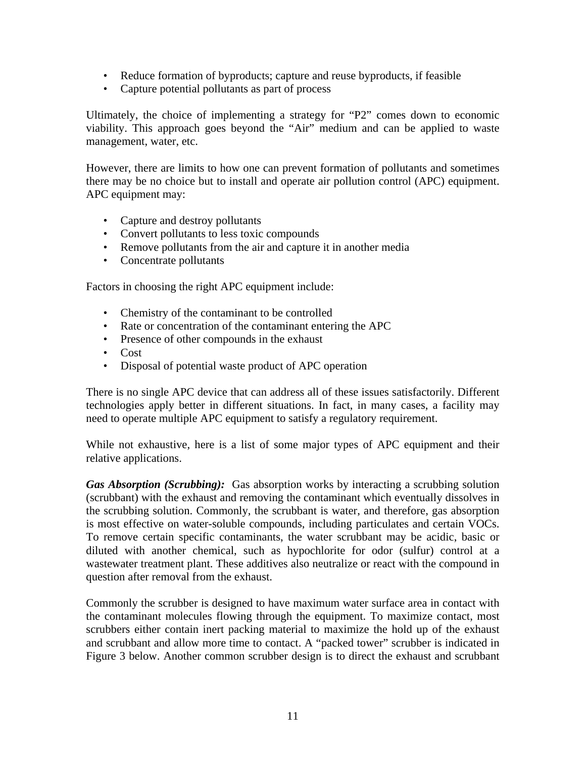- Reduce formation of byproducts; capture and reuse byproducts, if feasible
- Capture potential pollutants as part of process

Ultimately, the choice of implementing a strategy for "P2" comes down to economic viability. This approach goes beyond the "Air" medium and can be applied to waste management, water, etc.

However, there are limits to how one can prevent formation of pollutants and sometimes there may be no choice but to install and operate air pollution control (APC) equipment. APC equipment may:

- Capture and destroy pollutants
- Convert pollutants to less toxic compounds
- Remove pollutants from the air and capture it in another media
- Concentrate pollutants

Factors in choosing the right APC equipment include:

- Chemistry of the contaminant to be controlled
- Rate or concentration of the contaminant entering the APC
- Presence of other compounds in the exhaust
- Cost
- Disposal of potential waste product of APC operation

There is no single APC device that can address all of these issues satisfactorily. Different technologies apply better in different situations. In fact, in many cases, a facility may need to operate multiple APC equipment to satisfy a regulatory requirement.

While not exhaustive, here is a list of some major types of APC equipment and their relative applications.

***Gas Absorption (Scrubbing):*** Gas absorption works by interacting a scrubbing solution (scrubbant) with the exhaust and removing the contaminant which eventually dissolves in the scrubbing solution. Commonly, the scrubbant is water, and therefore, gas absorption is most effective on water-soluble compounds, including particulates and certain VOCs. To remove certain specific contaminants, the water scrubbant may be acidic, basic or diluted with another chemical, such as hypochlorite for odor (sulfur) control at a wastewater treatment plant. These additives also neutralize or react with the compound in question after removal from the exhaust.

Commonly the scrubber is designed to have maximum water surface area in contact with the contaminant molecules flowing through the equipment. To maximize contact, most scrubbers either contain inert packing material to maximize the hold up of the exhaust and scrubbant and allow more time to contact. A "packed tower" scrubber is indicated in Figure 3 below. Another common scrubber design is to direct the exhaust and scrubbant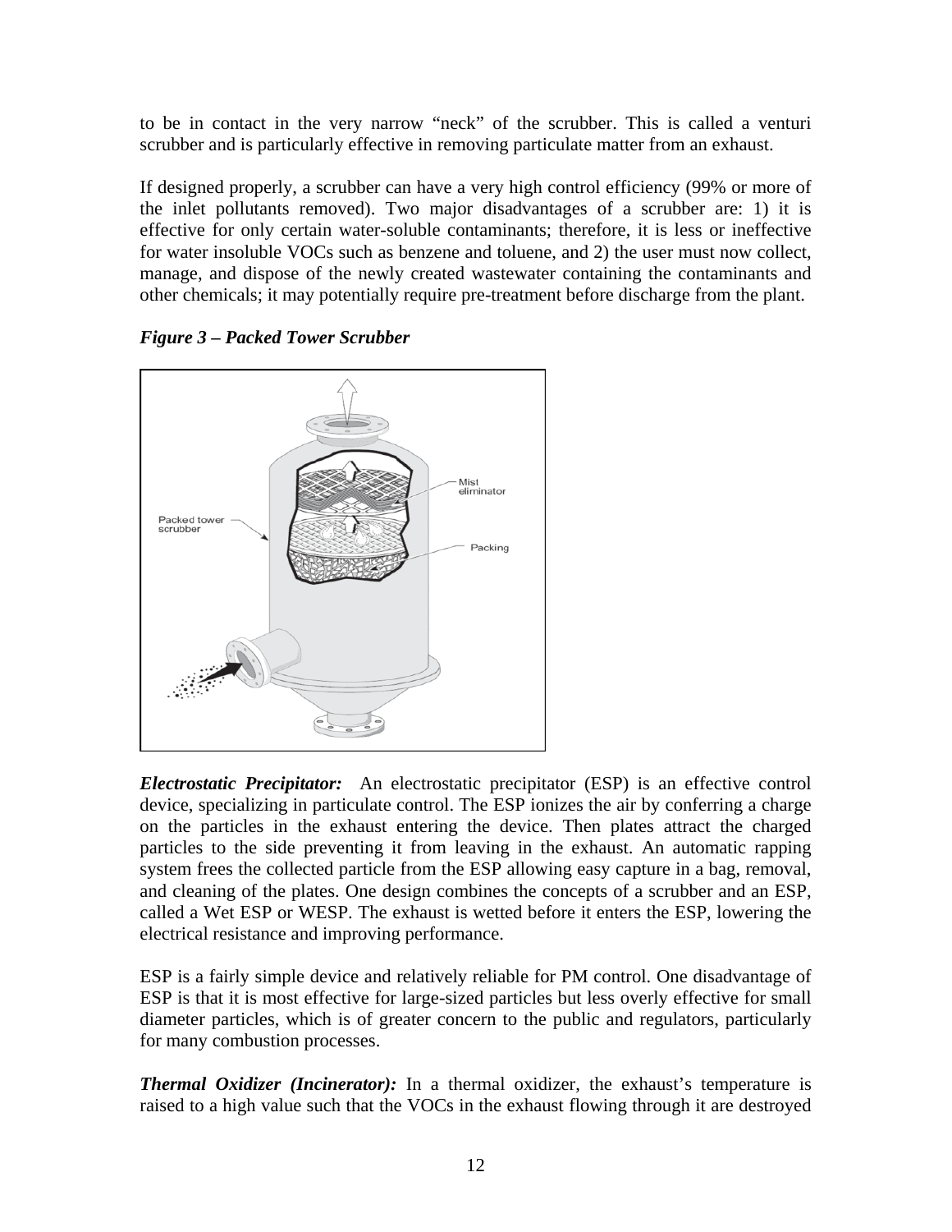to be in contact in the very narrow "neck" of the scrubber. This is called a venturi scrubber and is particularly effective in removing particulate matter from an exhaust.

If designed properly, a scrubber can have a very high control efficiency (99% or more of the inlet pollutants removed). Two major disadvantages of a scrubber are: 1) it is effective for only certain water-soluble contaminants; therefore, it is less or ineffective for water insoluble VOCs such as benzene and toluene, and 2) the user must now collect, manage, and dispose of the newly created wastewater containing the contaminants and other chemicals; it may potentially require pre-treatment before discharge from the plant.

***Figure 3 – Packed Tower Scrubber***

***Electrostatic Precipitator:*** An electrostatic precipitator (ESP) is an effective control device, specializing in particulate control. The ESP ionizes the air by conferring a charge on the particles in the exhaust entering the device. Then plates attract the charged particles to the side preventing it from leaving in the exhaust. An automatic rapping system frees the collected particle from the ESP allowing easy capture in a bag, removal, and cleaning of the plates. One design combines the concepts of a scrubber and an ESP, called a Wet ESP or WESP. The exhaust is wetted before it enters the ESP, lowering the electrical resistance and improving performance.

ESP is a fairly simple device and relatively reliable for PM control. One disadvantage of ESP is that it is most effective for large-sized particles but less overly effective for small diameter particles, which is of greater concern to the public and regulators, particularly for many combustion processes.

***Thermal Oxidizer (Incinerator):*** In a thermal oxidizer, the exhaust's temperature is raised to a high value such that the VOCs in the exhaust flowing through it are destroyed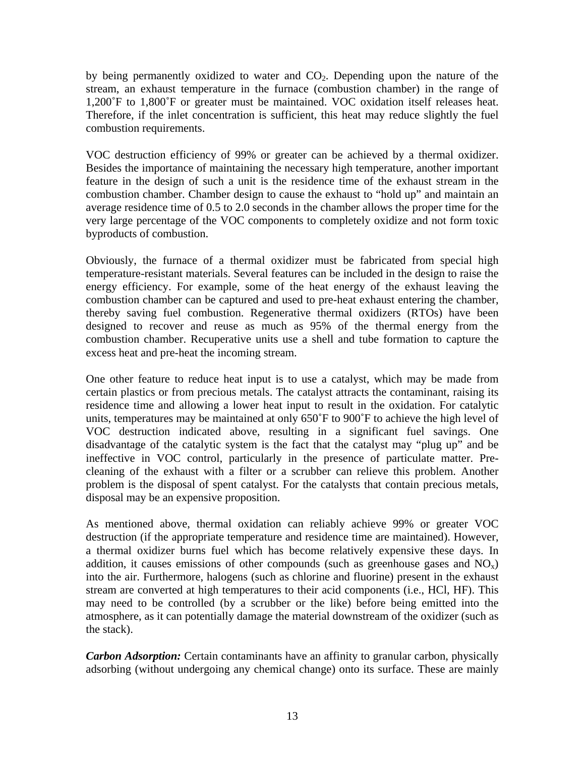by being permanently oxidized to water and $CO_2$. Depending upon the nature of the stream, an exhaust temperature in the furnace (combustion chamber) in the range of 1,200˚F to 1,800˚F or greater must be maintained. VOC oxidation itself releases heat. Therefore, if the inlet concentration is sufficient, this heat may reduce slightly the fuel combustion requirements.

VOC destruction efficiency of 99% or greater can be achieved by a thermal oxidizer. Besides the importance of maintaining the necessary high temperature, another important feature in the design of such a unit is the residence time of the exhaust stream in the combustion chamber. Chamber design to cause the exhaust to "hold up" and maintain an average residence time of 0.5 to 2.0 seconds in the chamber allows the proper time for the very large percentage of the VOC components to completely oxidize and not form toxic byproducts of combustion.

Obviously, the furnace of a thermal oxidizer must be fabricated from special high temperature-resistant materials. Several features can be included in the design to raise the energy efficiency. For example, some of the heat energy of the exhaust leaving the combustion chamber can be captured and used to pre-heat exhaust entering the chamber, thereby saving fuel combustion. Regenerative thermal oxidizers (RTOs) have been designed to recover and reuse as much as 95% of the thermal energy from the combustion chamber. Recuperative units use a shell and tube formation to capture the excess heat and pre-heat the incoming stream.

One other feature to reduce heat input is to use a catalyst, which may be made from certain plastics or from precious metals. The catalyst attracts the contaminant, raising its residence time and allowing a lower heat input to result in the oxidation. For catalytic units, temperatures may be maintained at only 650˚F to 900˚F to achieve the high level of VOC destruction indicated above, resulting in a significant fuel savings. One disadvantage of the catalytic system is the fact that the catalyst may "plug up" and be ineffective in VOC control, particularly in the presence of particulate matter. Pre-cleaning of the exhaust with a filter or a scrubber can relieve this problem. Another problem is the disposal of spent catalyst. For the catalysts that contain precious metals, disposal may be an expensive proposition.

As mentioned above, thermal oxidation can reliably achieve 99% or greater VOC destruction (if the appropriate temperature and residence time are maintained). However, a thermal oxidizer burns fuel which has become relatively expensive these days. In addition, it causes emissions of other compounds (such as greenhouse gases and $NO_x$) into the air. Furthermore, halogens (such as chlorine and fluorine) present in the exhaust stream are converted at high temperatures to their acid components (i.e., HCl, HF). This may need to be controlled (by a scrubber or the like) before being emitted into the atmosphere, as it can potentially damage the material downstream of the oxidizer (such as the stack).

***Carbon Adsorption:*** Certain contaminants have an affinity to granular carbon, physically adsorbing (without undergoing any chemical change) onto its surface. These are mainly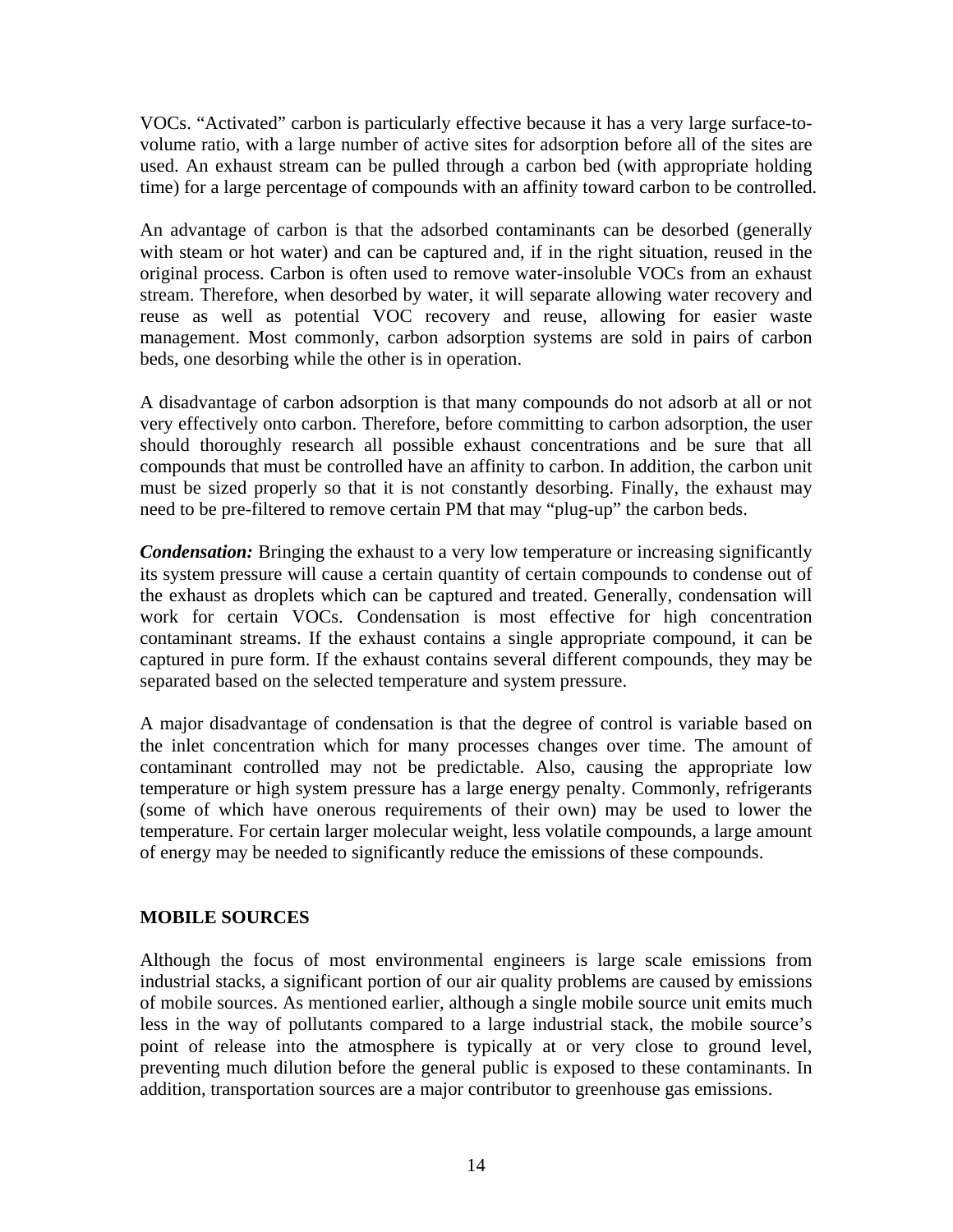VOCs. “Activated” carbon is particularly effective because it has a very large surface-to-volume ratio, with a large number of active sites for adsorption before all of the sites are used. An exhaust stream can be pulled through a carbon bed (with appropriate holding time) for a large percentage of compounds with an affinity toward carbon to be controlled.

An advantage of carbon is that the adsorbed contaminants can be desorbed (generally with steam or hot water) and can be captured and, if in the right situation, reused in the original process. Carbon is often used to remove water-insoluble VOCs from an exhaust stream. Therefore, when desorbed by water, it will separate allowing water recovery and reuse as well as potential VOC recovery and reuse, allowing for easier waste management. Most commonly, carbon adsorption systems are sold in pairs of carbon beds, one desorbing while the other is in operation.

A disadvantage of carbon adsorption is that many compounds do not adsorb at all or not very effectively onto carbon. Therefore, before committing to carbon adsorption, the user should thoroughly research all possible exhaust concentrations and be sure that all compounds that must be controlled have an affinity to carbon. In addition, the carbon unit must be sized properly so that it is not constantly desorbing. Finally, the exhaust may need to be pre-filtered to remove certain PM that may “plug-up” the carbon beds.

***Condensation:*** Bringing the exhaust to a very low temperature or increasing significantly its system pressure will cause a certain quantity of certain compounds to condense out of the exhaust as droplets which can be captured and treated. Generally, condensation will work for certain VOCs. Condensation is most effective for high concentration contaminant streams. If the exhaust contains a single appropriate compound, it can be captured in pure form. If the exhaust contains several different compounds, they may be separated based on the selected temperature and system pressure.

A major disadvantage of condensation is that the degree of control is variable based on the inlet concentration which for many processes changes over time. The amount of contaminant controlled may not be predictable. Also, causing the appropriate low temperature or high system pressure has a large energy penalty. Commonly, refrigerants (some of which have onerous requirements of their own) may be used to lower the temperature. For certain larger molecular weight, less volatile compounds, a large amount of energy may be needed to significantly reduce the emissions of these compounds.

## MOBILE SOURCES

Although the focus of most environmental engineers is large scale emissions from industrial stacks, a significant portion of our air quality problems are caused by emissions of mobile sources. As mentioned earlier, although a single mobile source unit emits much less in the way of pollutants compared to a large industrial stack, the mobile source’s point of release into the atmosphere is typically at or very close to ground level, preventing much dilution before the general public is exposed to these contaminants. In addition, transportation sources are a major contributor to greenhouse gas emissions.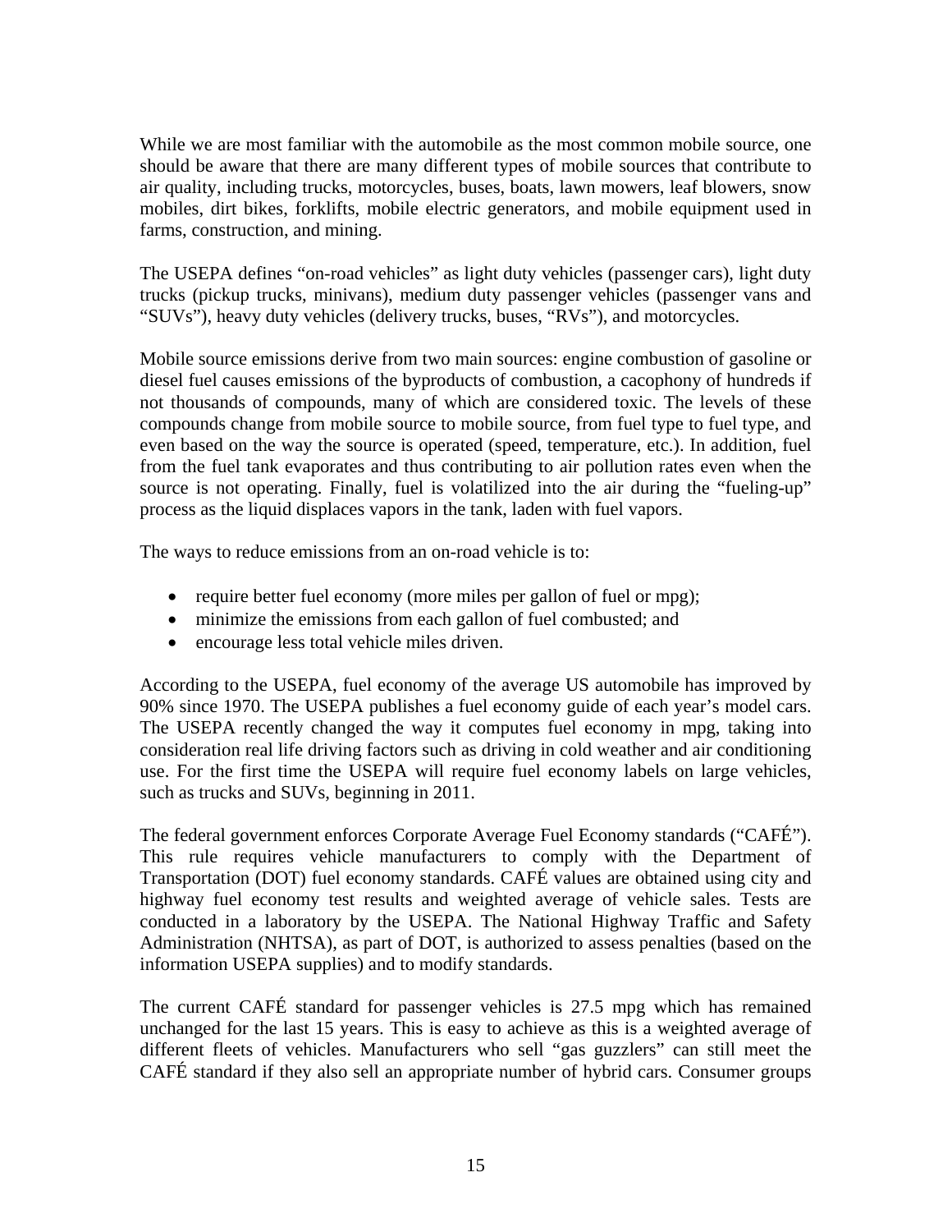While we are most familiar with the automobile as the most common mobile source, one should be aware that there are many different types of mobile sources that contribute to air quality, including trucks, motorcycles, buses, boats, lawn mowers, leaf blowers, snow mobiles, dirt bikes, forklifts, mobile electric generators, and mobile equipment used in farms, construction, and mining.

The USEPA defines "on-road vehicles" as light duty vehicles (passenger cars), light duty trucks (pickup trucks, minivans), medium duty passenger vehicles (passenger vans and "SUVs"), heavy duty vehicles (delivery trucks, buses, "RVs"), and motorcycles.

Mobile source emissions derive from two main sources: engine combustion of gasoline or diesel fuel causes emissions of the byproducts of combustion, a cacophony of hundreds if not thousands of compounds, many of which are considered toxic. The levels of these compounds change from mobile source to mobile source, from fuel type to fuel type, and even based on the way the source is operated (speed, temperature, etc.). In addition, fuel from the fuel tank evaporates and thus contributing to air pollution rates even when the source is not operating. Finally, fuel is volatilized into the air during the "fueling-up" process as the liquid displaces vapors in the tank, laden with fuel vapors.

The ways to reduce emissions from an on-road vehicle is to:

- require better fuel economy (more miles per gallon of fuel or mpg);
- minimize the emissions from each gallon of fuel combusted; and
- encourage less total vehicle miles driven.

According to the USEPA, fuel economy of the average US automobile has improved by 90% since 1970. The USEPA publishes a fuel economy guide of each year's model cars. The USEPA recently changed the way it computes fuel economy in mpg, taking into consideration real life driving factors such as driving in cold weather and air conditioning use. For the first time the USEPA will require fuel economy labels on large vehicles, such as trucks and SUVs, beginning in 2011.

The federal government enforces Corporate Average Fuel Economy standards ("CAFÉ"). This rule requires vehicle manufacturers to comply with the Department of Transportation (DOT) fuel economy standards. CAFÉ values are obtained using city and highway fuel economy test results and weighted average of vehicle sales. Tests are conducted in a laboratory by the USEPA. The National Highway Traffic and Safety Administration (NHTSA), as part of DOT, is authorized to assess penalties (based on the information USEPA supplies) and to modify standards.

The current CAFÉ standard for passenger vehicles is 27.5 mpg which has remained unchanged for the last 15 years. This is easy to achieve as this is a weighted average of different fleets of vehicles. Manufacturers who sell "gas guzzlers" can still meet the CAFÉ standard if they also sell an appropriate number of hybrid cars. Consumer groups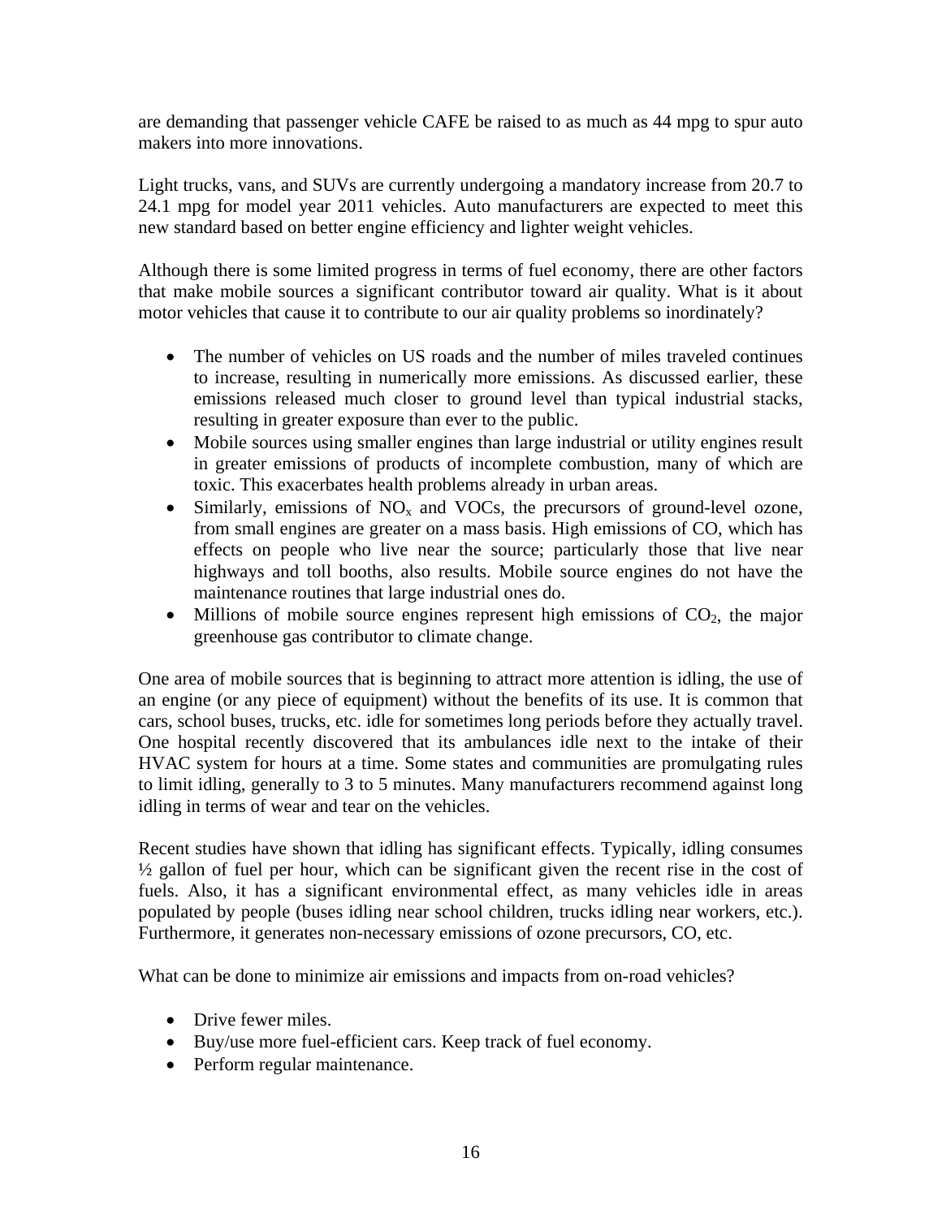are demanding that passenger vehicle CAFE be raised to as much as 44 mpg to spur auto makers into more innovations.

Light trucks, vans, and SUVs are currently undergoing a mandatory increase from 20.7 to 24.1 mpg for model year 2011 vehicles. Auto manufacturers are expected to meet this new standard based on better engine efficiency and lighter weight vehicles.

Although there is some limited progress in terms of fuel economy, there are other factors that make mobile sources a significant contributor toward air quality. What is it about motor vehicles that cause it to contribute to our air quality problems so inordinately?

- The number of vehicles on US roads and the number of miles traveled continues to increase, resulting in numerically more emissions. As discussed earlier, these emissions released much closer to ground level than typical industrial stacks, resulting in greater exposure than ever to the public.
- Mobile sources using smaller engines than large industrial or utility engines result in greater emissions of products of incomplete combustion, many of which are toxic. This exacerbates health problems already in urban areas.
- Similarly, emissions of $NO_x$ and VOCs, the precursors of ground-level ozone, from small engines are greater on a mass basis. High emissions of CO, which has effects on people who live near the source; particularly those that live near highways and toll booths, also results. Mobile source engines do not have the maintenance routines that large industrial ones do.
- Millions of mobile source engines represent high emissions of $CO_2$, the major greenhouse gas contributor to climate change.

One area of mobile sources that is beginning to attract more attention is idling, the use of an engine (or any piece of equipment) without the benefits of its use. It is common that cars, school buses, trucks, etc. idle for sometimes long periods before they actually travel. One hospital recently discovered that its ambulances idle next to the intake of their HVAC system for hours at a time. Some states and communities are promulgating rules to limit idling, generally to 3 to 5 minutes. Many manufacturers recommend against long idling in terms of wear and tear on the vehicles.

Recent studies have shown that idling has significant effects. Typically, idling consumes ½ gallon of fuel per hour, which can be significant given the recent rise in the cost of fuels. Also, it has a significant environmental effect, as many vehicles idle in areas populated by people (buses idling near school children, trucks idling near workers, etc.). Furthermore, it generates non-necessary emissions of ozone precursors, CO, etc.

What can be done to minimize air emissions and impacts from on-road vehicles?

- Drive fewer miles.
- Buy/use more fuel-efficient cars. Keep track of fuel economy.
- Perform regular maintenance.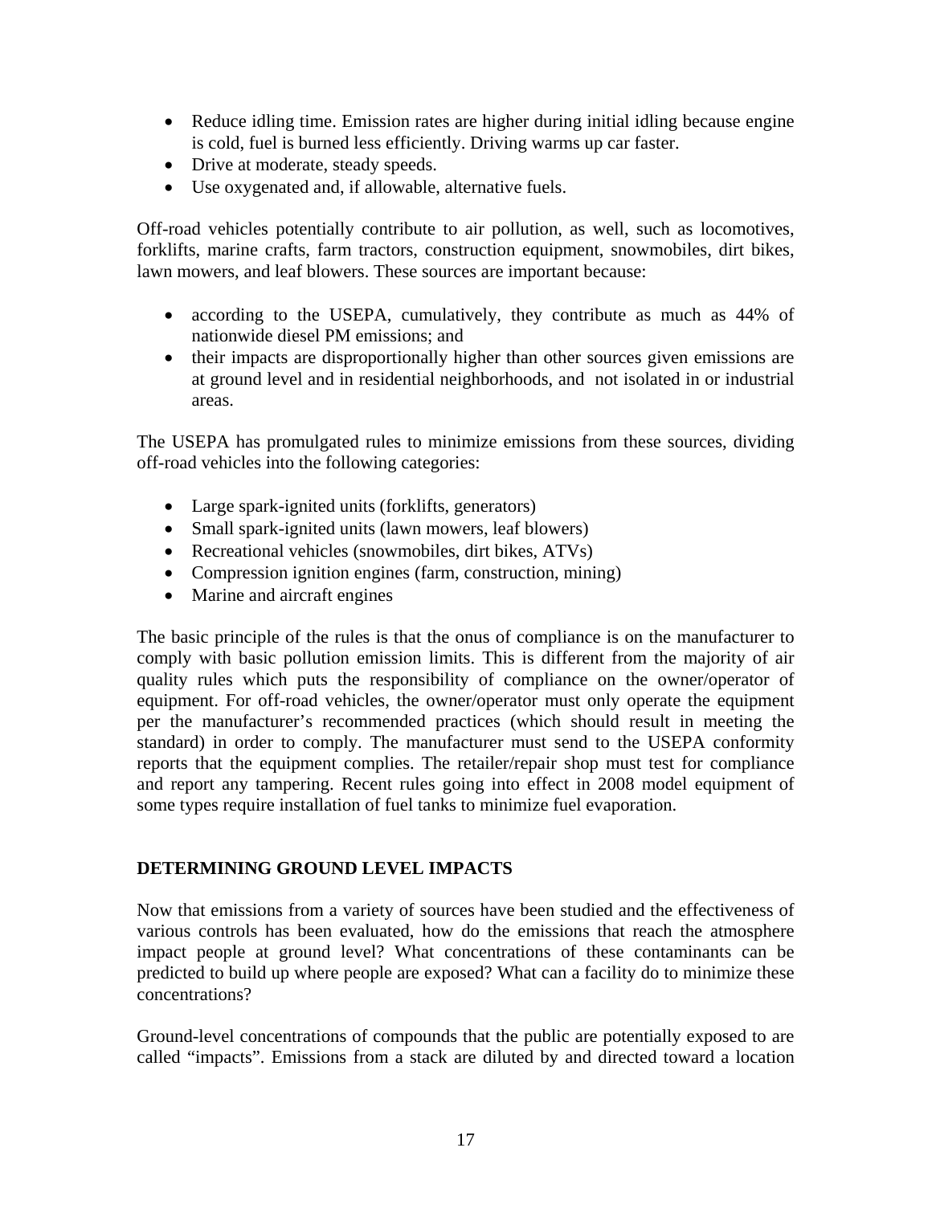- Reduce idling time. Emission rates are higher during initial idling because engine is cold, fuel is burned less efficiently. Driving warms up car faster.
- Drive at moderate, steady speeds.
- Use oxygenated and, if allowable, alternative fuels.

Off-road vehicles potentially contribute to air pollution, as well, such as locomotives, forklifts, marine crafts, farm tractors, construction equipment, snowmobiles, dirt bikes, lawn mowers, and leaf blowers. These sources are important because:

- according to the USEPA, cumulatively, they contribute as much as 44% of nationwide diesel PM emissions; and
- their impacts are disproportionally higher than other sources given emissions are at ground level and in residential neighborhoods, and not isolated in or industrial areas.

The USEPA has promulgated rules to minimize emissions from these sources, dividing off-road vehicles into the following categories:

- Large spark-ignited units (forklifts, generators)
- Small spark-ignited units (lawn mowers, leaf blowers)
- Recreational vehicles (snowmobiles, dirt bikes, ATVs)
- Compression ignition engines (farm, construction, mining)
- Marine and aircraft engines

The basic principle of the rules is that the onus of compliance is on the manufacturer to comply with basic pollution emission limits. This is different from the majority of air quality rules which puts the responsibility of compliance on the owner/operator of equipment. For off-road vehicles, the owner/operator must only operate the equipment per the manufacturer's recommended practices (which should result in meeting the standard) in order to comply. The manufacturer must send to the USEPA conformity reports that the equipment complies. The retailer/repair shop must test for compliance and report any tampering. Recent rules going into effect in 2008 model equipment of some types require installation of fuel tanks to minimize fuel evaporation.

## DETERMINING GROUND LEVEL IMPACTS

Now that emissions from a variety of sources have been studied and the effectiveness of various controls has been evaluated, how do the emissions that reach the atmosphere impact people at ground level? What concentrations of these contaminants can be predicted to build up where people are exposed? What can a facility do to minimize these concentrations?

Ground-level concentrations of compounds that the public are potentially exposed to are called "impacts". Emissions from a stack are diluted by and directed toward a location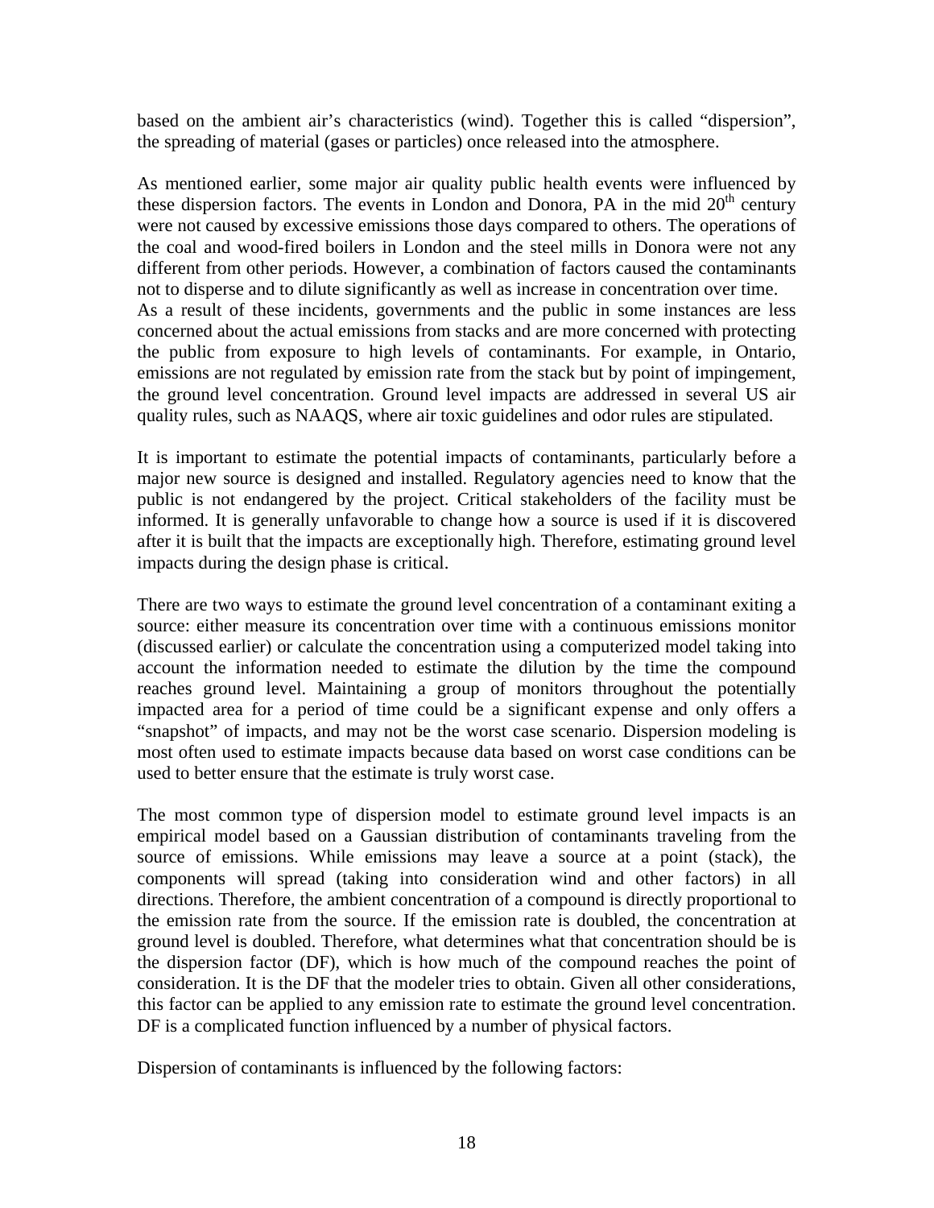based on the ambient air's characteristics (wind). Together this is called "dispersion", the spreading of material (gases or particles) once released into the atmosphere.

As mentioned earlier, some major air quality public health events were influenced by these dispersion factors. The events in London and Donora, PA in the mid 20$^{th}$ century were not caused by excessive emissions those days compared to others. The operations of the coal and wood-fired boilers in London and the steel mills in Donora were not any different from other periods. However, a combination of factors caused the contaminants not to disperse and to dilute significantly as well as increase in concentration over time. As a result of these incidents, governments and the public in some instances are less concerned about the actual emissions from stacks and are more concerned with protecting the public from exposure to high levels of contaminants. For example, in Ontario, emissions are not regulated by emission rate from the stack but by point of impingement, the ground level concentration. Ground level impacts are addressed in several US air quality rules, such as NAAQS, where air toxic guidelines and odor rules are stipulated.

It is important to estimate the potential impacts of contaminants, particularly before a major new source is designed and installed. Regulatory agencies need to know that the public is not endangered by the project. Critical stakeholders of the facility must be informed. It is generally unfavorable to change how a source is used if it is discovered after it is built that the impacts are exceptionally high. Therefore, estimating ground level impacts during the design phase is critical.

There are two ways to estimate the ground level concentration of a contaminant exiting a source: either measure its concentration over time with a continuous emissions monitor (discussed earlier) or calculate the concentration using a computerized model taking into account the information needed to estimate the dilution by the time the compound reaches ground level. Maintaining a group of monitors throughout the potentially impacted area for a period of time could be a significant expense and only offers a "snapshot" of impacts, and may not be the worst case scenario. Dispersion modeling is most often used to estimate impacts because data based on worst case conditions can be used to better ensure that the estimate is truly worst case.

The most common type of dispersion model to estimate ground level impacts is an empirical model based on a Gaussian distribution of contaminants traveling from the source of emissions. While emissions may leave a source at a point (stack), the components will spread (taking into consideration wind and other factors) in all directions. Therefore, the ambient concentration of a compound is directly proportional to the emission rate from the source. If the emission rate is doubled, the concentration at ground level is doubled. Therefore, what determines what that concentration should be is the dispersion factor (DF), which is how much of the compound reaches the point of consideration. It is the DF that the modeler tries to obtain. Given all other considerations, this factor can be applied to any emission rate to estimate the ground level concentration. DF is a complicated function influenced by a number of physical factors.

Dispersion of contaminants is influenced by the following factors: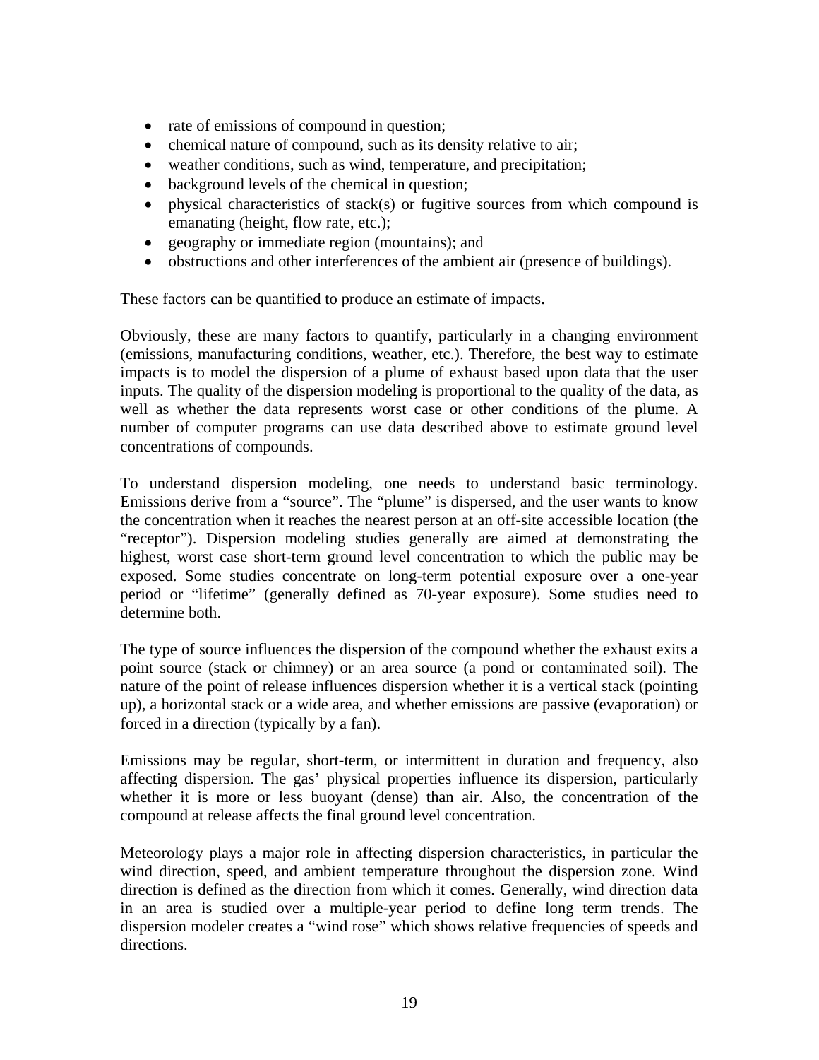- rate of emissions of compound in question;
- chemical nature of compound, such as its density relative to air;
- weather conditions, such as wind, temperature, and precipitation;
- background levels of the chemical in question;
- physical characteristics of stack(s) or fugitive sources from which compound is emanating (height, flow rate, etc.);
- geography or immediate region (mountains); and
- obstructions and other interferences of the ambient air (presence of buildings).

These factors can be quantified to produce an estimate of impacts.

Obviously, these are many factors to quantify, particularly in a changing environment (emissions, manufacturing conditions, weather, etc.). Therefore, the best way to estimate impacts is to model the dispersion of a plume of exhaust based upon data that the user inputs. The quality of the dispersion modeling is proportional to the quality of the data, as well as whether the data represents worst case or other conditions of the plume. A number of computer programs can use data described above to estimate ground level concentrations of compounds.

To understand dispersion modeling, one needs to understand basic terminology. Emissions derive from a "source". The "plume" is dispersed, and the user wants to know the concentration when it reaches the nearest person at an off-site accessible location (the "receptor"). Dispersion modeling studies generally are aimed at demonstrating the highest, worst case short-term ground level concentration to which the public may be exposed. Some studies concentrate on long-term potential exposure over a one-year period or "lifetime" (generally defined as 70-year exposure). Some studies need to determine both.

The type of source influences the dispersion of the compound whether the exhaust exits a point source (stack or chimney) or an area source (a pond or contaminated soil). The nature of the point of release influences dispersion whether it is a vertical stack (pointing up), a horizontal stack or a wide area, and whether emissions are passive (evaporation) or forced in a direction (typically by a fan).

Emissions may be regular, short-term, or intermittent in duration and frequency, also affecting dispersion. The gas' physical properties influence its dispersion, particularly whether it is more or less buoyant (dense) than air. Also, the concentration of the compound at release affects the final ground level concentration.

Meteorology plays a major role in affecting dispersion characteristics, in particular the wind direction, speed, and ambient temperature throughout the dispersion zone. Wind direction is defined as the direction from which it comes. Generally, wind direction data in an area is studied over a multiple-year period to define long term trends. The dispersion modeler creates a "wind rose" which shows relative frequencies of speeds and directions.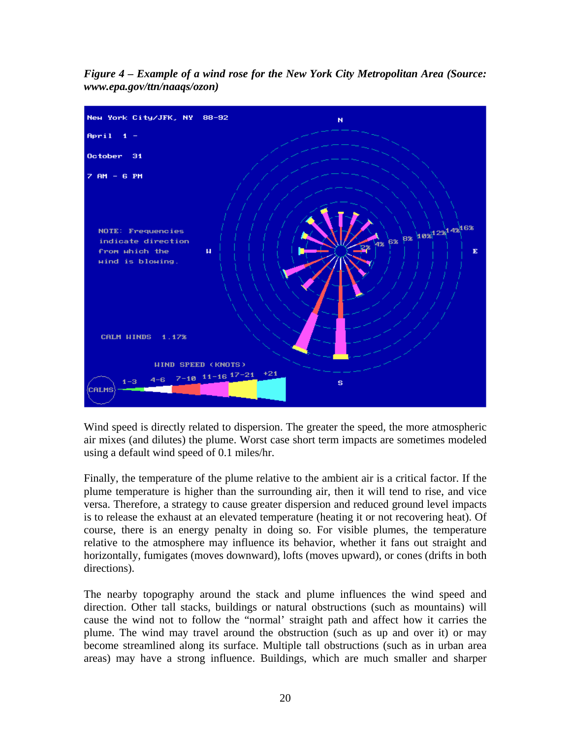*Figure 4 – Example of a wind rose for the New York City Metropolitan Area (Source: www.epa.gov/ttn/naaqs/ozon)*

Wind speed is directly related to dispersion. The greater the speed, the more atmospheric air mixes (and dilutes) the plume. Worst case short term impacts are sometimes modeled using a default wind speed of 0.1 miles/hr.

Finally, the temperature of the plume relative to the ambient air is a critical factor. If the plume temperature is higher than the surrounding air, then it will tend to rise, and vice versa. Therefore, a strategy to cause greater dispersion and reduced ground level impacts is to release the exhaust at an elevated temperature (heating it or not recovering heat). Of course, there is an energy penalty in doing so. For visible plumes, the temperature relative to the atmosphere may influence its behavior, whether it fans out straight and horizontally, fumigates (moves downward), lofts (moves upward), or cones (drifts in both directions).

The nearby topography around the stack and plume influences the wind speed and direction. Other tall stacks, buildings or natural obstructions (such as mountains) will cause the wind not to follow the "normal' straight path and affect how it carries the plume. The wind may travel around the obstruction (such as up and over it) or may become streamlined along its surface. Multiple tall obstructions (such as in urban area areas) may have a strong influence. Buildings, which are much smaller and sharper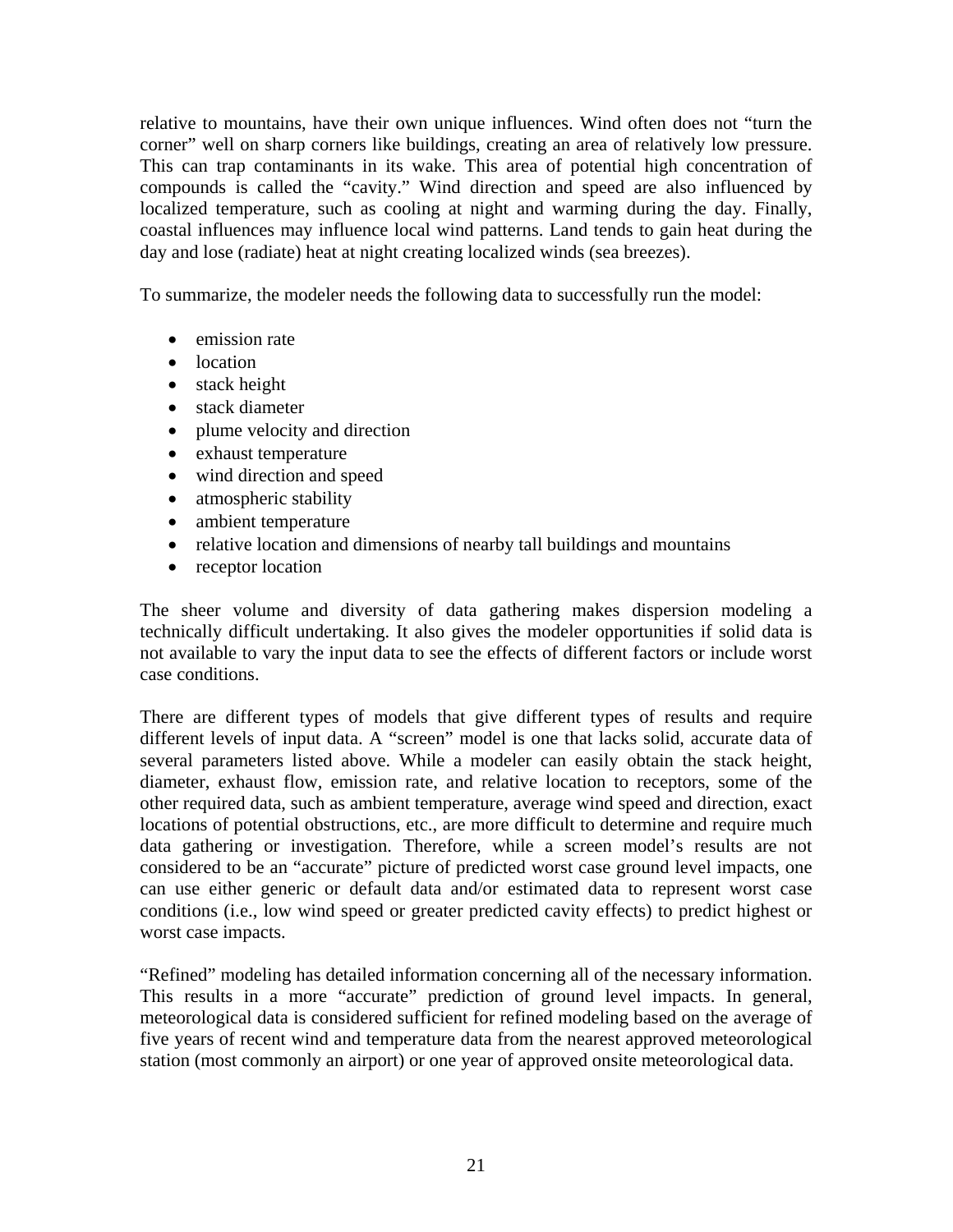relative to mountains, have their own unique influences. Wind often does not "turn the corner" well on sharp corners like buildings, creating an area of relatively low pressure. This can trap contaminants in its wake. This area of potential high concentration of compounds is called the "cavity." Wind direction and speed are also influenced by localized temperature, such as cooling at night and warming during the day. Finally, coastal influences may influence local wind patterns. Land tends to gain heat during the day and lose (radiate) heat at night creating localized winds (sea breezes).

To summarize, the modeler needs the following data to successfully run the model:

- emission rate
- location
- stack height
- stack diameter
- plume velocity and direction
- exhaust temperature
- wind direction and speed
- atmospheric stability
- ambient temperature
- relative location and dimensions of nearby tall buildings and mountains
- receptor location

The sheer volume and diversity of data gathering makes dispersion modeling a technically difficult undertaking. It also gives the modeler opportunities if solid data is not available to vary the input data to see the effects of different factors or include worst case conditions.

There are different types of models that give different types of results and require different levels of input data. A "screen" model is one that lacks solid, accurate data of several parameters listed above. While a modeler can easily obtain the stack height, diameter, exhaust flow, emission rate, and relative location to receptors, some of the other required data, such as ambient temperature, average wind speed and direction, exact locations of potential obstructions, etc., are more difficult to determine and require much data gathering or investigation. Therefore, while a screen model's results are not considered to be an "accurate" picture of predicted worst case ground level impacts, one can use either generic or default data and/or estimated data to represent worst case conditions (i.e., low wind speed or greater predicted cavity effects) to predict highest or worst case impacts.

"Refined" modeling has detailed information concerning all of the necessary information. This results in a more "accurate" prediction of ground level impacts. In general, meteorological data is considered sufficient for refined modeling based on the average of five years of recent wind and temperature data from the nearest approved meteorological station (most commonly an airport) or one year of approved onsite meteorological data.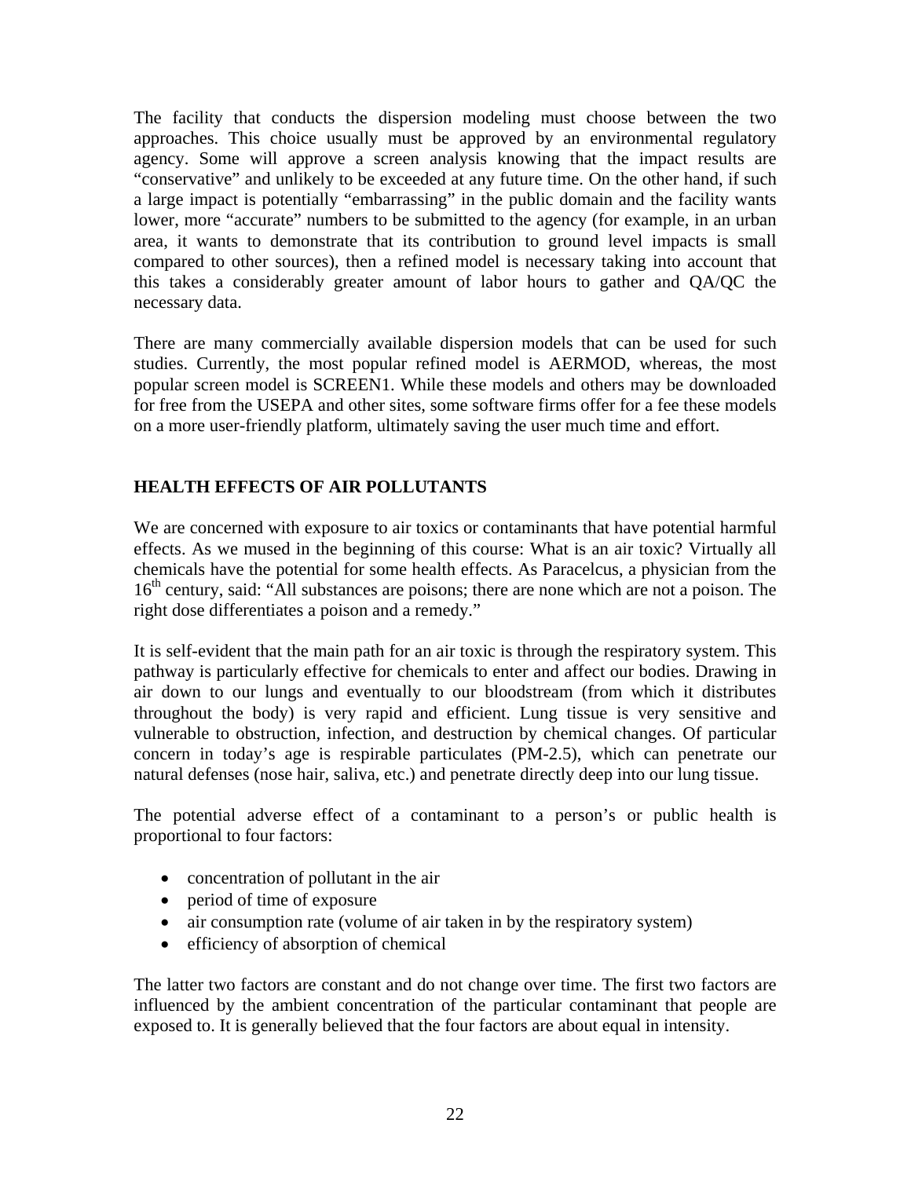The facility that conducts the dispersion modeling must choose between the two approaches. This choice usually must be approved by an environmental regulatory agency. Some will approve a screen analysis knowing that the impact results are "conservative" and unlikely to be exceeded at any future time. On the other hand, if such a large impact is potentially "embarrassing" in the public domain and the facility wants lower, more "accurate" numbers to be submitted to the agency (for example, in an urban area, it wants to demonstrate that its contribution to ground level impacts is small compared to other sources), then a refined model is necessary taking into account that this takes a considerably greater amount of labor hours to gather and QA/QC the necessary data.

There are many commercially available dispersion models that can be used for such studies. Currently, the most popular refined model is AERMOD, whereas, the most popular screen model is SCREEN1. While these models and others may be downloaded for free from the USEPA and other sites, some software firms offer for a fee these models on a more user-friendly platform, ultimately saving the user much time and effort.

## HEALTH EFFECTS OF AIR POLLUTANTS

We are concerned with exposure to air toxics or contaminants that have potential harmful effects. As we mused in the beginning of this course: What is an air toxic? Virtually all chemicals have the potential for some health effects. As Paracelcus, a physician from the 16th century, said: "All substances are poisons; there are none which are not a poison. The right dose differentiates a poison and a remedy."

It is self-evident that the main path for an air toxic is through the respiratory system. This pathway is particularly effective for chemicals to enter and affect our bodies. Drawing in air down to our lungs and eventually to our bloodstream (from which it distributes throughout the body) is very rapid and efficient. Lung tissue is very sensitive and vulnerable to obstruction, infection, and destruction by chemical changes. Of particular concern in today's age is respirable particulates (PM-2.5), which can penetrate our natural defenses (nose hair, saliva, etc.) and penetrate directly deep into our lung tissue.

The potential adverse effect of a contaminant to a person's or public health is proportional to four factors:

- concentration of pollutant in the air
- period of time of exposure
- air consumption rate (volume of air taken in by the respiratory system)
- efficiency of absorption of chemical

The latter two factors are constant and do not change over time. The first two factors are influenced by the ambient concentration of the particular contaminant that people are exposed to. It is generally believed that the four factors are about equal in intensity.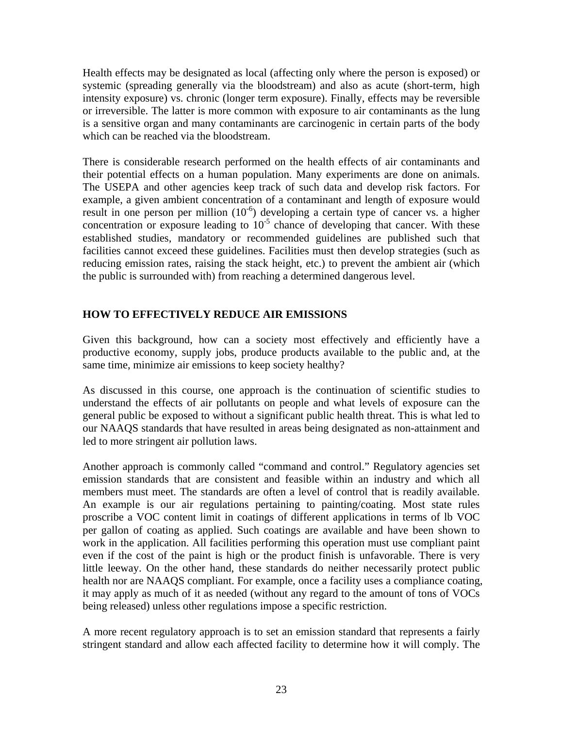Health effects may be designated as local (affecting only where the person is exposed) or systemic (spreading generally via the bloodstream) and also as acute (short-term, high intensity exposure) vs. chronic (longer term exposure). Finally, effects may be reversible or irreversible. The latter is more common with exposure to air contaminants as the lung is a sensitive organ and many contaminants are carcinogenic in certain parts of the body which can be reached via the bloodstream.

There is considerable research performed on the health effects of air contaminants and their potential effects on a human population. Many experiments are done on animals. The USEPA and other agencies keep track of such data and develop risk factors. For example, a given ambient concentration of a contaminant and length of exposure would result in one person per million ($10^{-6}$) developing a certain type of cancer vs. a higher concentration or exposure leading to $10^{-5}$ chance of developing that cancer. With these established studies, mandatory or recommended guidelines are published such that facilities cannot exceed these guidelines. Facilities must then develop strategies (such as reducing emission rates, raising the stack height, etc.) to prevent the ambient air (which the public is surrounded with) from reaching a determined dangerous level.

## HOW TO EFFECTIVELY REDUCE AIR EMISSIONS

Given this background, how can a society most effectively and efficiently have a productive economy, supply jobs, produce products available to the public and, at the same time, minimize air emissions to keep society healthy?

As discussed in this course, one approach is the continuation of scientific studies to understand the effects of air pollutants on people and what levels of exposure can the general public be exposed to without a significant public health threat. This is what led to our NAAQS standards that have resulted in areas being designated as non-attainment and led to more stringent air pollution laws.

Another approach is commonly called "command and control." Regulatory agencies set emission standards that are consistent and feasible within an industry and which all members must meet. The standards are often a level of control that is readily available. An example is our air regulations pertaining to painting/coating. Most state rules proscribe a VOC content limit in coatings of different applications in terms of lb VOC per gallon of coating as applied. Such coatings are available and have been shown to work in the application. All facilities performing this operation must use compliant paint even if the cost of the paint is high or the product finish is unfavorable. There is very little leeway. On the other hand, these standards do neither necessarily protect public health nor are NAAQS compliant. For example, once a facility uses a compliance coating, it may apply as much of it as needed (without any regard to the amount of tons of VOCs being released) unless other regulations impose a specific restriction.

A more recent regulatory approach is to set an emission standard that represents a fairly stringent standard and allow each affected facility to determine how it will comply. The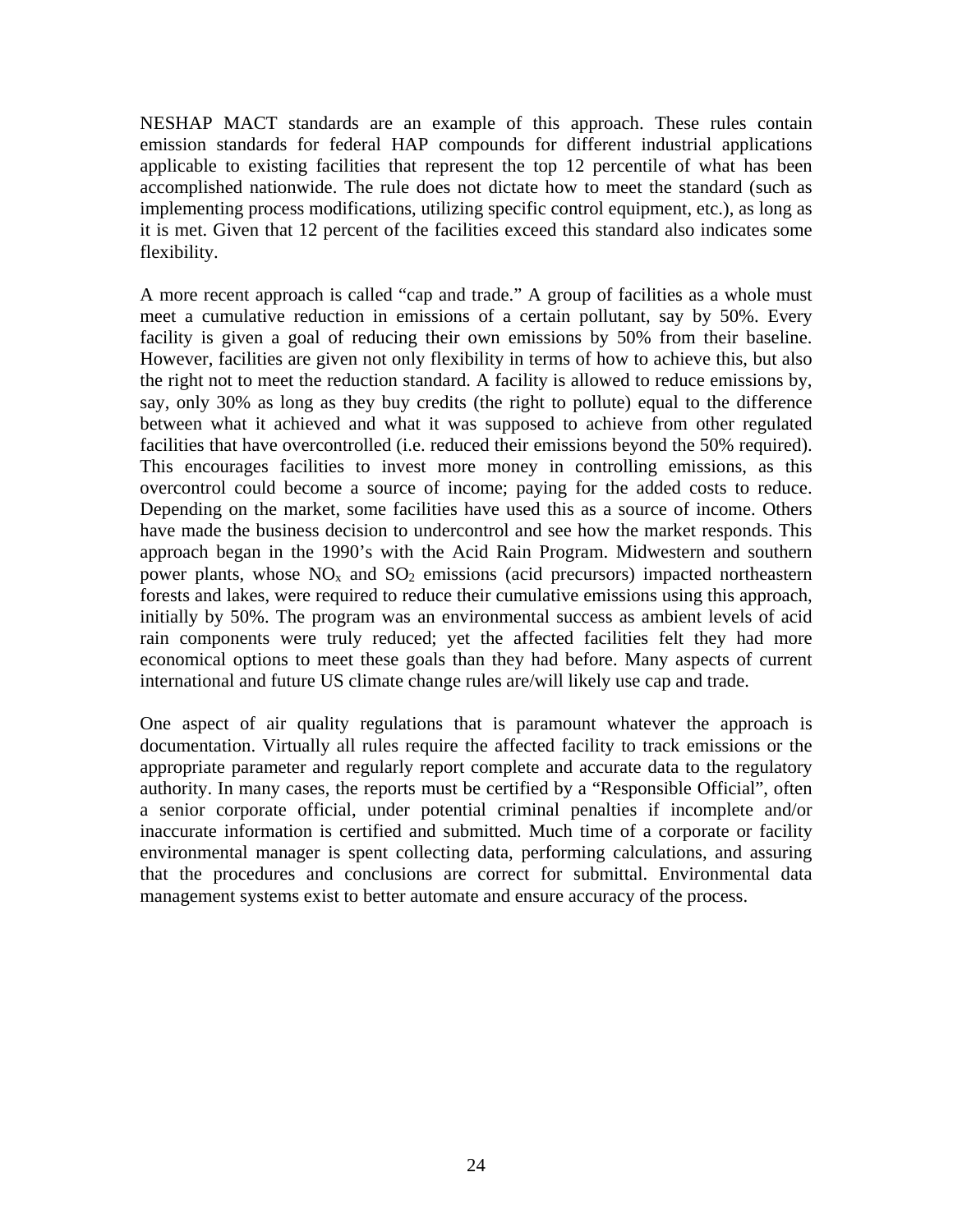NESHAP MACT standards are an example of this approach. These rules contain emission standards for federal HAP compounds for different industrial applications applicable to existing facilities that represent the top 12 percentile of what has been accomplished nationwide. The rule does not dictate how to meet the standard (such as implementing process modifications, utilizing specific control equipment, etc.), as long as it is met. Given that 12 percent of the facilities exceed this standard also indicates some flexibility.

A more recent approach is called "cap and trade." A group of facilities as a whole must meet a cumulative reduction in emissions of a certain pollutant, say by 50%. Every facility is given a goal of reducing their own emissions by 50% from their baseline. However, facilities are given not only flexibility in terms of how to achieve this, but also the right not to meet the reduction standard. A facility is allowed to reduce emissions by, say, only 30% as long as they buy credits (the right to pollute) equal to the difference between what it achieved and what it was supposed to achieve from other regulated facilities that have overcontrolled (i.e. reduced their emissions beyond the 50% required). This encourages facilities to invest more money in controlling emissions, as this overcontrol could become a source of income; paying for the added costs to reduce. Depending on the market, some facilities have used this as a source of income. Others have made the business decision to undercontrol and see how the market responds. This approach began in the 1990's with the Acid Rain Program. Midwestern and southern power plants, whose $NO_x$ and $SO_2$ emissions (acid precursors) impacted northeastern forests and lakes, were required to reduce their cumulative emissions using this approach, initially by 50%. The program was an environmental success as ambient levels of acid rain components were truly reduced; yet the affected facilities felt they had more economical options to meet these goals than they had before. Many aspects of current international and future US climate change rules are/will likely use cap and trade.

One aspect of air quality regulations that is paramount whatever the approach is documentation. Virtually all rules require the affected facility to track emissions or the appropriate parameter and regularly report complete and accurate data to the regulatory authority. In many cases, the reports must be certified by a "Responsible Official", often a senior corporate official, under potential criminal penalties if incomplete and/or inaccurate information is certified and submitted. Much time of a corporate or facility environmental manager is spent collecting data, performing calculations, and assuring that the procedures and conclusions are correct for submittal. Environmental data management systems exist to better automate and ensure accuracy of the process.